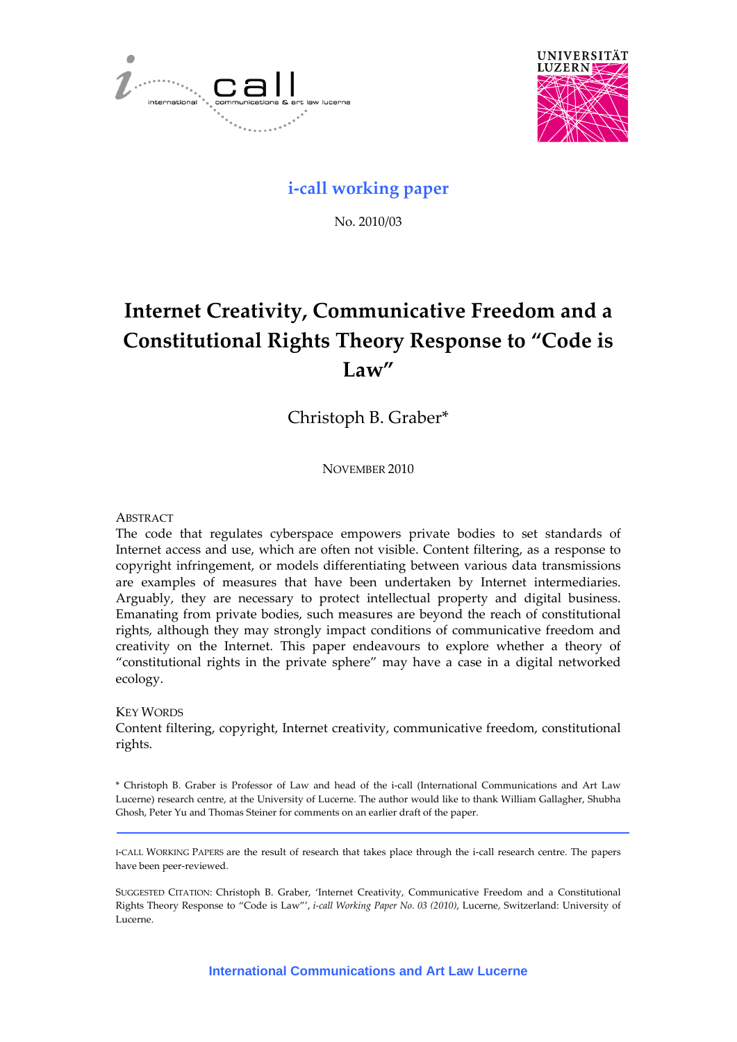**i-call working paper**

No. 2010/03

# Internet Creativity, Communicative Freedom and a Constitutional Rights Theory Response to "Code is Law"

Christoph B. Graber*

NOVEMBER 2010

ABSTRACT

The code that regulates cyberspace empowers private bodies to set standards of Internet access and use, which are often not visible. Content filtering, as a response to copyright infringement, or models differentiating between various data transmissions are examples of measures that have been undertaken by Internet intermediaries. Arguably, they are necessary to protect intellectual property and digital business. Emanating from private bodies, such measures are beyond the reach of constitutional rights, although they may strongly impact conditions of communicative freedom and creativity on the Internet. This paper endeavours to explore whether a theory of "constitutional rights in the private sphere" may have a case in a digital networked ecology.

KEY WORDS

Content filtering, copyright, Internet creativity, communicative freedom, constitutional rights.

\* Christoph B. Graber is Professor of Law and head of the i-call (International Communications and Art Law Lucerne) research centre, at the University of Lucerne. The author would like to thank William Gallagher, Shubha Ghosh, Peter Yu and Thomas Steiner for comments on an earlier draft of the paper.

---

I-CALL WORKING PAPERS are the result of research that takes place through the i-call research centre. The papers have been peer-reviewed.

SUGGESTED CITATION: Christoph B. Graber, 'Internet Creativity, Communicative Freedom and a Constitutional Rights Theory Response to "Code is Law"', *i-call Working Paper No. 03 (2010)*, Lucerne, Switzerland: University of Lucerne.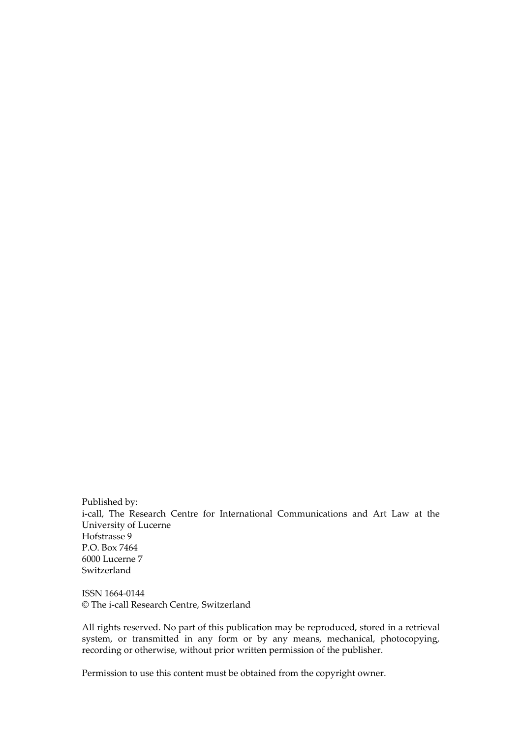Published by:
i-call, The Research Centre for International Communications and Art Law at the University of Lucerne
Hofstrasse 9
P.O. Box 7464
6000 Lucerne 7
Switzerland

ISSN 1664-0144
© The i-call Research Centre, Switzerland

All rights reserved. No part of this publication may be reproduced, stored in a retrieval system, or transmitted in any form or by any means, mechanical, photocopying, recording or otherwise, without prior written permission of the publisher.

Permission to use this content must be obtained from the copyright owner.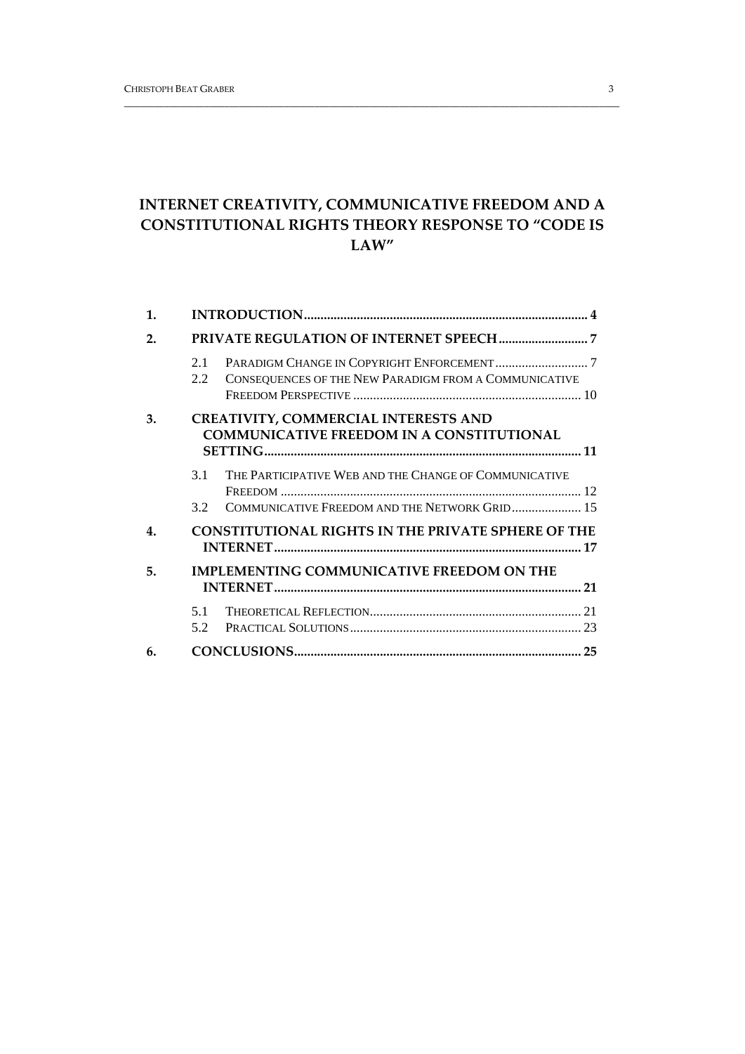# INTERNET CREATIVITY, COMMUNICATIVE FREEDOM AND A CONSTITUTIONAL RIGHTS THEORY RESPONSE TO "CODE IS LAW"

1. INTRODUCTION .......... 4
2. PRIVATE REGULATION OF INTERNET SPEECH .......... 7
   - 2.1 Paradigm Change in Copyright Enforcement .......... 7
   - 2.2 Consequences of the New Paradigm from a Communicative Freedom Perspective .......... 10
3. CREATIVITY, COMMERCIAL INTERESTS AND COMMUNICATIVE FREEDOM IN A CONSTITUTIONAL SETTING .......... 11
   - 3.1 The Participative Web and the Change of Communicative Freedom .......... 12
   - 3.2 Communicative Freedom and the Network Grid .......... 15
4. CONSTITUTIONAL RIGHTS IN THE PRIVATE SPHERE OF THE INTERNET .......... 17
5. IMPLEMENTING COMMUNICATIVE FREEDOM ON THE INTERNET .......... 21
   - 5.1 Theoretical Reflection .......... 21
   - 5.2 Practical Solutions .......... 23
6. CONCLUSIONS .......... 25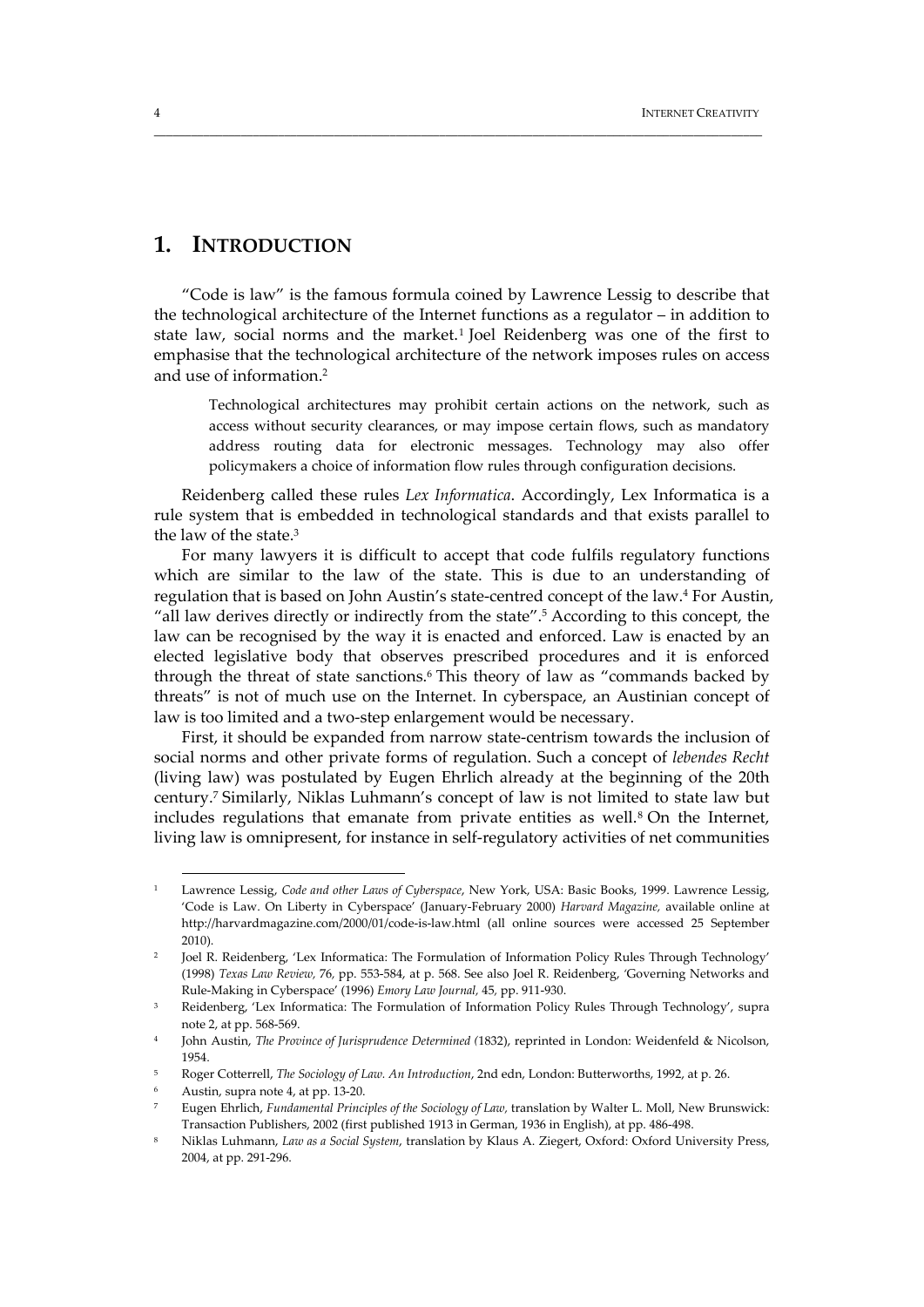## 1. INTRODUCTION

"Code is law" is the famous formula coined by Lawrence Lessig to describe that the technological architecture of the Internet functions as a regulator – in addition to state law, social norms and the market.[1] Joel Reidenberg was one of the first to emphasise that the technological architecture of the network imposes rules on access and use of information.[2]

> Technological architectures may prohibit certain actions on the network, such as access without security clearances, or may impose certain flows, such as mandatory address routing data for electronic messages. Technology may also offer policymakers a choice of information flow rules through configuration decisions.

Reidenberg called these rules *Lex Informatica*. Accordingly, Lex Informatica is a rule system that is embedded in technological standards and that exists parallel to the law of the state.[3]

For many lawyers it is difficult to accept that code fulfils regulatory functions which are similar to the law of the state. This is due to an understanding of regulation that is based on John Austin's state-centred concept of the law.[4] For Austin, "all law derives directly or indirectly from the state".[5] According to this concept, the law can be recognised by the way it is enacted and enforced. Law is enacted by an elected legislative body that observes prescribed procedures and it is enforced through the threat of state sanctions.[6] This theory of law as "commands backed by threats" is not of much use on the Internet. In cyberspace, an Austinian concept of law is too limited and a two-step enlargement would be necessary.

First, it should be expanded from narrow state-centrism towards the inclusion of social norms and other private forms of regulation. Such a concept of *lebendes Recht* (living law) was postulated by Eugen Ehrlich already at the beginning of the 20th century.[7] Similarly, Niklas Luhmann's concept of law is not limited to state law but includes regulations that emanate from private entities as well.[8] On the Internet, living law is omnipresent, for instance in self-regulatory activities of net communities

---

[1] Lawrence Lessig, *Code and other Laws of Cyberspace*, New York, USA: Basic Books, 1999. Lawrence Lessig, 'Code is Law. On Liberty in Cyberspace' (January-February 2000) *Harvard Magazine*, available online at http://harvardmagazine.com/2000/01/code-is-law.html (all online sources were accessed 25 September 2010).

[2] Joel R. Reidenberg, 'Lex Informatica: The Formulation of Information Policy Rules Through Technology' (1998) *Texas Law Review*, 76, pp. 553-584, at p. 568. See also Joel R. Reidenberg, 'Governing Networks and Rule-Making in Cyberspace' (1996) *Emory Law Journal*, 45, pp. 911-930.

[3] Reidenberg, 'Lex Informatica: The Formulation of Information Policy Rules Through Technology', supra note 2, at pp. 568-569.

[4] John Austin, *The Province of Jurisprudence Determined (*1832), reprinted in London: Weidenfeld & Nicolson, 1954.

[5] Roger Cotterrell, *The Sociology of Law. An Introduction*, 2nd edn, London: Butterworths, 1992, at p. 26.

[6] Austin, supra note 4, at pp. 13-20.

[7] Eugen Ehrlich, *Fundamental Principles of the Sociology of Law*, translation by Walter L. Moll, New Brunswick: Transaction Publishers, 2002 (first published 1913 in German, 1936 in English), at pp. 486-498.

[8] Niklas Luhmann, *Law as a Social System*, translation by Klaus A. Ziegert, Oxford: Oxford University Press, 2004, at pp. 291-296.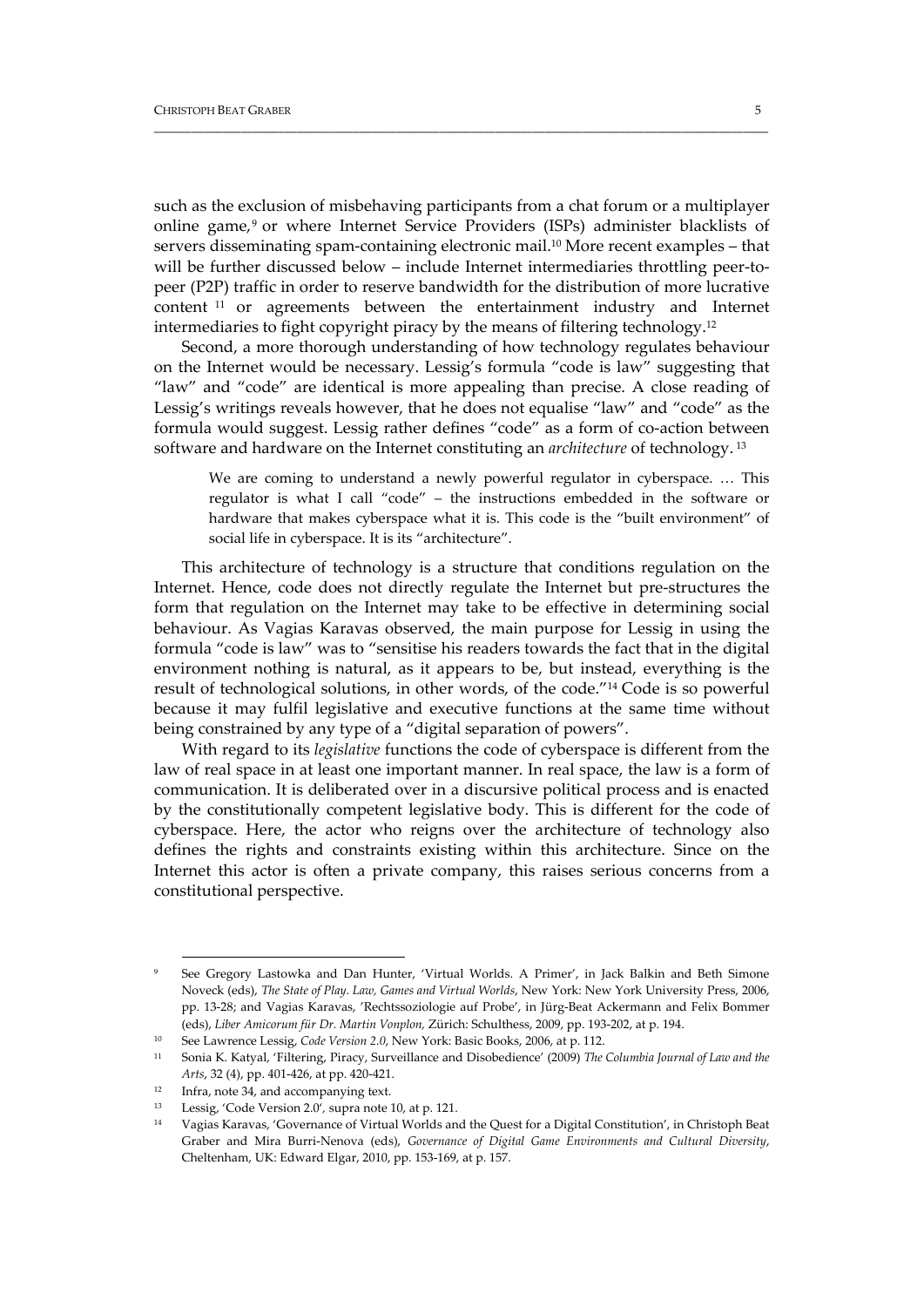such as the exclusion of misbehaving participants from a chat forum or a multiplayer online game,[9] or where Internet Service Providers (ISPs) administer blacklists of servers disseminating spam-containing electronic mail.[10] More recent examples – that will be further discussed below – include Internet intermediaries throttling peer-to-peer (P2P) traffic in order to reserve bandwidth for the distribution of more lucrative content [11] or agreements between the entertainment industry and Internet intermediaries to fight copyright piracy by the means of filtering technology.[12]

Second, a more thorough understanding of how technology regulates behaviour on the Internet would be necessary. Lessig's formula "code is law" suggesting that "law" and "code" are identical is more appealing than precise. A close reading of Lessig's writings reveals however, that he does not equalise "law" and "code" as the formula would suggest. Lessig rather defines "code" as a form of co-action between software and hardware on the Internet constituting an *architecture* of technology. [13]

> We are coming to understand a newly powerful regulator in cyberspace. … This regulator is what I call "code" – the instructions embedded in the software or hardware that makes cyberspace what it is. This code is the "built environment" of social life in cyberspace. It is its "architecture".

This architecture of technology is a structure that conditions regulation on the Internet. Hence, code does not directly regulate the Internet but pre-structures the form that regulation on the Internet may take to be effective in determining social behaviour. As Vagias Karavas observed, the main purpose for Lessig in using the formula "code is law" was to "sensitise his readers towards the fact that in the digital environment nothing is natural, as it appears to be, but instead, everything is the result of technological solutions, in other words, of the code."[14] Code is so powerful because it may fulfil legislative and executive functions at the same time without being constrained by any type of a "digital separation of powers".

With regard to its *legislative* functions the code of cyberspace is different from the law of real space in at least one important manner. In real space, the law is a form of communication. It is deliberated over in a discursive political process and is enacted by the constitutionally competent legislative body. This is different for the code of cyberspace. Here, the actor who reigns over the architecture of technology also defines the rights and constraints existing within this architecture. Since on the Internet this actor is often a private company, this raises serious concerns from a constitutional perspective.

---

[9] See Gregory Lastowka and Dan Hunter, 'Virtual Worlds. A Primer', in Jack Balkin and Beth Simone Noveck (eds), *The State of Play. Law, Games and Virtual Worlds*, New York: New York University Press, 2006, pp. 13-28; and Vagias Karavas, 'Rechtssoziologie auf Probe', in Jürg-Beat Ackermann and Felix Bommer (eds), *Liber Amicorum für Dr. Martin Vonplon,* Zürich: Schulthess, 2009, pp. 193-202, at p. 194.

[10] See Lawrence Lessig, *Code Version 2.0*, New York: Basic Books, 2006, at p. 112.

[11] Sonia K. Katyal, 'Filtering, Piracy, Surveillance and Disobedience' (2009) *The Columbia Journal of Law and the Arts*, 32 (4), pp. 401-426, at pp. 420-421.

[12] Infra, note 34, and accompanying text.

[13] Lessig, 'Code Version 2.0', supra note 10, at p. 121.

[14] Vagias Karavas, 'Governance of Virtual Worlds and the Quest for a Digital Constitution', in Christoph Beat Graber and Mira Burri-Nenova (eds), *Governance of Digital Game Environments and Cultural Diversity*, Cheltenham, UK: Edward Elgar, 2010, pp. 153-169, at p. 157.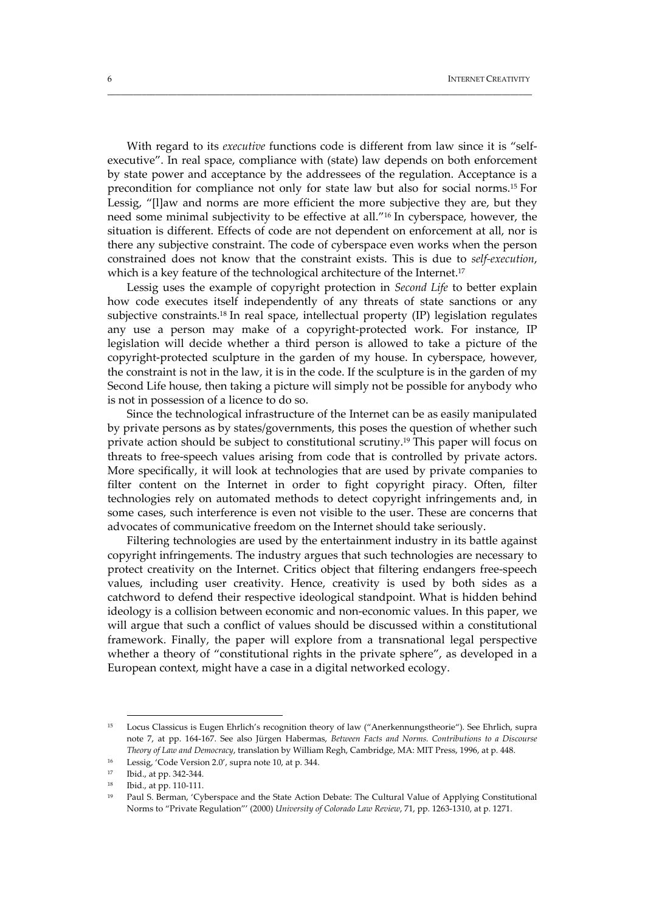With regard to its *executive* functions code is different from law since it is "self-executive". In real space, compliance with (state) law depends on both enforcement by state power and acceptance by the addressees of the regulation. Acceptance is a precondition for compliance not only for state law but also for social norms.[15] For Lessig, "[l]aw and norms are more efficient the more subjective they are, but they need some minimal subjectivity to be effective at all."[16] In cyberspace, however, the situation is different. Effects of code are not dependent on enforcement at all, nor is there any subjective constraint. The code of cyberspace even works when the person constrained does not know that the constraint exists. This is due to *self-execution*, which is a key feature of the technological architecture of the Internet.[17]

Lessig uses the example of copyright protection in *Second Life* to better explain how code executes itself independently of any threats of state sanctions or any subjective constraints.[18] In real space, intellectual property (IP) legislation regulates any use a person may make of a copyright-protected work. For instance, IP legislation will decide whether a third person is allowed to take a picture of the copyright-protected sculpture in the garden of my house. In cyberspace, however, the constraint is not in the law, it is in the code. If the sculpture is in the garden of my Second Life house, then taking a picture will simply not be possible for anybody who is not in possession of a licence to do so.

Since the technological infrastructure of the Internet can be as easily manipulated by private persons as by states/governments, this poses the question of whether such private action should be subject to constitutional scrutiny.[19] This paper will focus on threats to free-speech values arising from code that is controlled by private actors. More specifically, it will look at technologies that are used by private companies to filter content on the Internet in order to fight copyright piracy. Often, filter technologies rely on automated methods to detect copyright infringements and, in some cases, such interference is even not visible to the user. These are concerns that advocates of communicative freedom on the Internet should take seriously.

Filtering technologies are used by the entertainment industry in its battle against copyright infringements. The industry argues that such technologies are necessary to protect creativity on the Internet. Critics object that filtering endangers free-speech values, including user creativity. Hence, creativity is used by both sides as a catchword to defend their respective ideological standpoint. What is hidden behind ideology is a collision between economic and non-economic values. In this paper, we will argue that such a conflict of values should be discussed within a constitutional framework. Finally, the paper will explore from a transnational legal perspective whether a theory of "constitutional rights in the private sphere", as developed in a European context, might have a case in a digital networked ecology.

---

[15] Locus Classicus is Eugen Ehrlich's recognition theory of law ("Anerkennungstheorie"). See Ehrlich, supra note 7, at pp. 164-167. See also Jürgen Habermas, *Between Facts and Norms. Contributions to a Discourse Theory of Law and Democracy*, translation by William Regh, Cambridge, MA: MIT Press, 1996, at p. 448.

[16] Lessig, 'Code Version 2.0', supra note 10, at p. 344.

[17] Ibid., at pp. 342-344.

[18] Ibid., at pp. 110-111.

[19] Paul S. Berman, 'Cyberspace and the State Action Debate: The Cultural Value of Applying Constitutional Norms to "Private Regulation"' (2000) *University of Colorado Law Review*, 71, pp. 1263-1310, at p. 1271.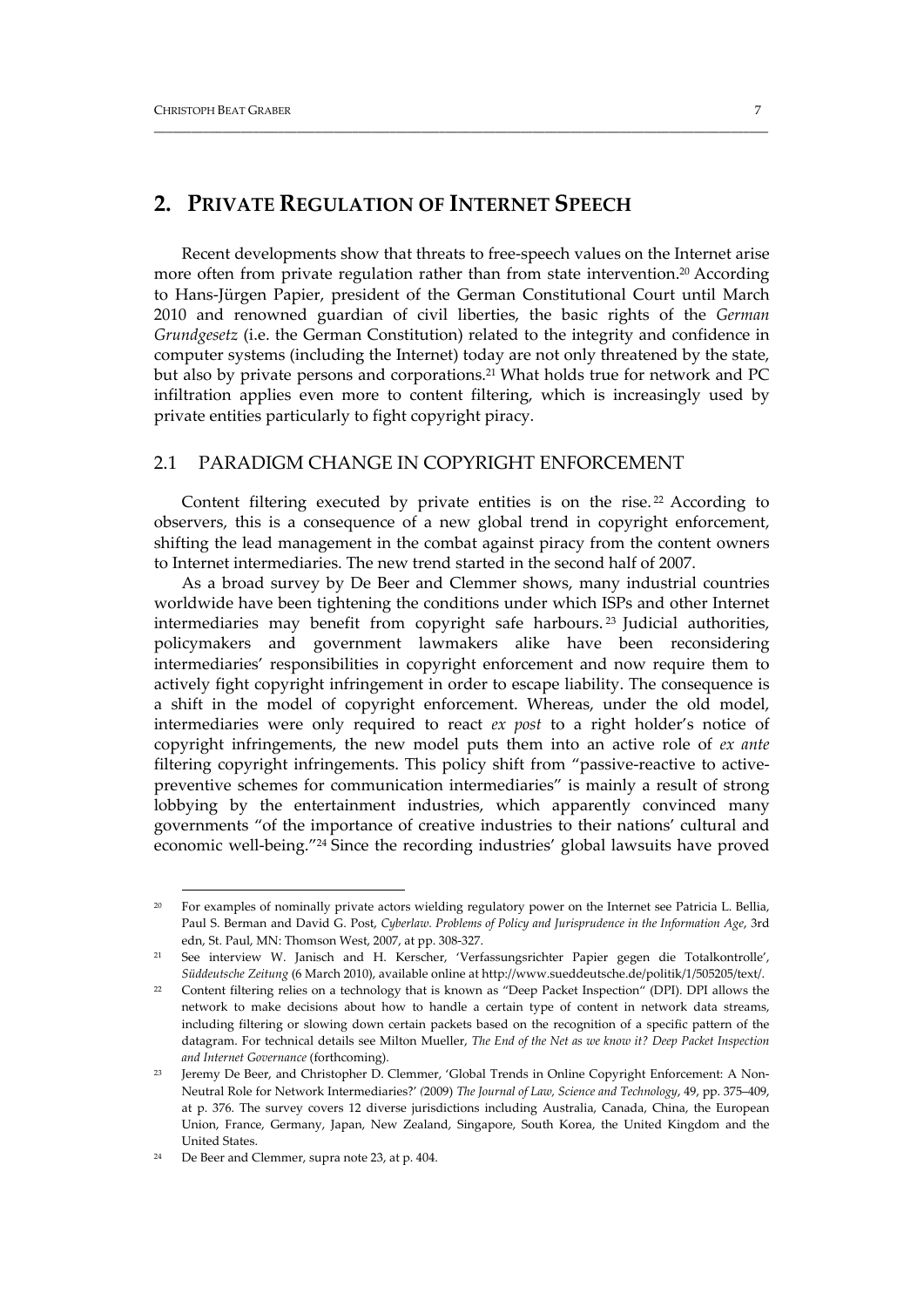## 2. PRIVATE REGULATION OF INTERNET SPEECH

Recent developments show that threats to free-speech values on the Internet arise more often from private regulation rather than from state intervention.[20] According to Hans-Jürgen Papier, president of the German Constitutional Court until March 2010 and renowned guardian of civil liberties, the basic rights of the *German Grundgesetz* (i.e. the German Constitution) related to the integrity and confidence in computer systems (including the Internet) today are not only threatened by the state, but also by private persons and corporations.[21] What holds true for network and PC infiltration applies even more to content filtering, which is increasingly used by private entities particularly to fight copyright piracy.

### 2.1 PARADIGM CHANGE IN COPYRIGHT ENFORCEMENT

Content filtering executed by private entities is on the rise.[22] According to observers, this is a consequence of a new global trend in copyright enforcement, shifting the lead management in the combat against piracy from the content owners to Internet intermediaries. The new trend started in the second half of 2007.

As a broad survey by De Beer and Clemmer shows, many industrial countries worldwide have been tightening the conditions under which ISPs and other Internet intermediaries may benefit from copyright safe harbours.[23] Judicial authorities, policymakers and government lawmakers alike have been reconsidering intermediaries' responsibilities in copyright enforcement and now require them to actively fight copyright infringement in order to escape liability. The consequence is a shift in the model of copyright enforcement. Whereas, under the old model, intermediaries were only required to react *ex post* to a right holder's notice of copyright infringements, the new model puts them into an active role of *ex ante* filtering copyright infringements. This policy shift from "passive-reactive to active-preventive schemes for communication intermediaries" is mainly a result of strong lobbying by the entertainment industries, which apparently convinced many governments "of the importance of creative industries to their nations' cultural and economic well-being."[24] Since the recording industries' global lawsuits have proved

---

[20] For examples of nominally private actors wielding regulatory power on the Internet see Patricia L. Bellia, Paul S. Berman and David G. Post, *Cyberlaw. Problems of Policy and Jurisprudence in the Information Age*, 3rd edn, St. Paul, MN: Thomson West, 2007, at pp. 308-327.

[21] See interview W. Janisch and H. Kerscher, 'Verfassungsrichter Papier gegen die Totalkontrolle', *Süddeutsche Zeitung* (6 March 2010), available online at http://www.sueddeutsche.de/politik/1/505205/text/.

[22] Content filtering relies on a technology that is known as "Deep Packet Inspection" (DPI). DPI allows the network to make decisions about how to handle a certain type of content in network data streams, including filtering or slowing down certain packets based on the recognition of a specific pattern of the datagram. For technical details see Milton Mueller, *The End of the Net as we know it? Deep Packet Inspection and Internet Governance* (forthcoming).

[23] Jeremy De Beer, and Christopher D. Clemmer, 'Global Trends in Online Copyright Enforcement: A Non-Neutral Role for Network Intermediaries?' (2009) *The Journal of Law, Science and Technology*, 49, pp. 375–409, at p. 376. The survey covers 12 diverse jurisdictions including Australia, Canada, China, the European Union, France, Germany, Japan, New Zealand, Singapore, South Korea, the United Kingdom and the United States.

[24] De Beer and Clemmer, supra note 23, at p. 404.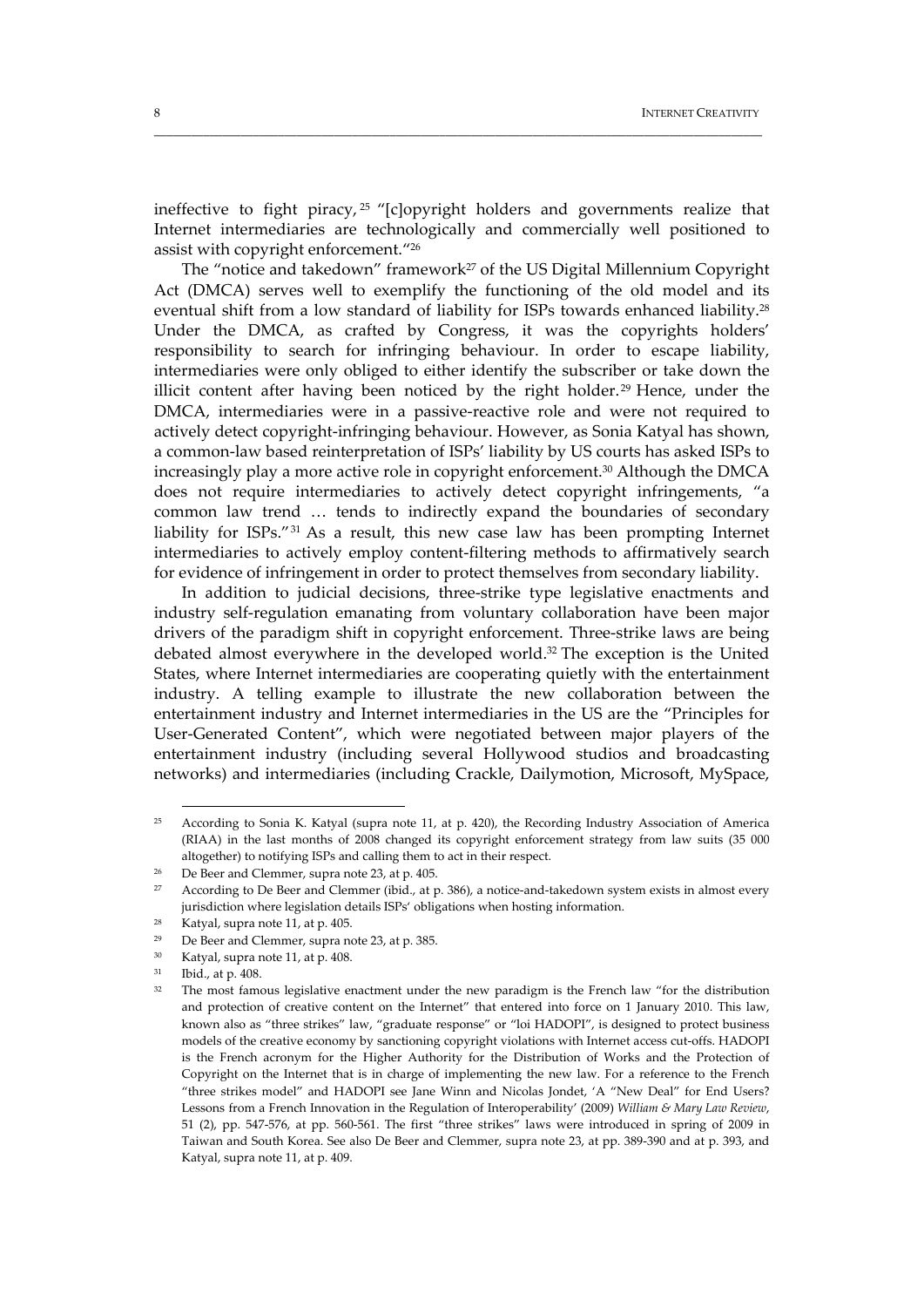ineffective to fight piracy,[25] "[c]opyright holders and governments realize that Internet intermediaries are technologically and commercially well positioned to assist with copyright enforcement."[26]

The "notice and takedown" framework[27] of the US Digital Millennium Copyright Act (DMCA) serves well to exemplify the functioning of the old model and its eventual shift from a low standard of liability for ISPs towards enhanced liability.[28] Under the DMCA, as crafted by Congress, it was the copyrights holders' responsibility to search for infringing behaviour. In order to escape liability, intermediaries were only obliged to either identify the subscriber or take down the illicit content after having been noticed by the right holder.[29] Hence, under the DMCA, intermediaries were in a passive-reactive role and were not required to actively detect copyright-infringing behaviour. However, as Sonia Katyal has shown, a common-law based reinterpretation of ISPs' liability by US courts has asked ISPs to increasingly play a more active role in copyright enforcement.[30] Although the DMCA does not require intermediaries to actively detect copyright infringements, "a common law trend … tends to indirectly expand the boundaries of secondary liability for ISPs."[31] As a result, this new case law has been prompting Internet intermediaries to actively employ content-filtering methods to affirmatively search for evidence of infringement in order to protect themselves from secondary liability.

In addition to judicial decisions, three-strike type legislative enactments and industry self-regulation emanating from voluntary collaboration have been major drivers of the paradigm shift in copyright enforcement. Three-strike laws are being debated almost everywhere in the developed world.[32] The exception is the United States, where Internet intermediaries are cooperating quietly with the entertainment industry. A telling example to illustrate the new collaboration between the entertainment industry and Internet intermediaries in the US are the "Principles for User-Generated Content", which were negotiated between major players of the entertainment industry (including several Hollywood studios and broadcasting networks) and intermediaries (including Crackle, Dailymotion, Microsoft, MySpace,

---

[25] According to Sonia K. Katyal (supra note 11, at p. 420), the Recording Industry Association of America (RIAA) in the last months of 2008 changed its copyright enforcement strategy from law suits (35 000 altogether) to notifying ISPs and calling them to act in their respect.

[26] De Beer and Clemmer, supra note 23, at p. 405.

[27] According to De Beer and Clemmer (ibid., at p. 386), a notice-and-takedown system exists in almost every jurisdiction where legislation details ISPs' obligations when hosting information.

[28] Katyal, supra note 11, at p. 405.

[29] De Beer and Clemmer, supra note 23, at p. 385.

[30] Katyal, supra note 11, at p. 408.

[31] Ibid., at p. 408.

[32] The most famous legislative enactment under the new paradigm is the French law "for the distribution and protection of creative content on the Internet" that entered into force on 1 January 2010. This law, known also as "three strikes" law, "graduate response" or "loi HADOPI", is designed to protect business models of the creative economy by sanctioning copyright violations with Internet access cut-offs. HADOPI is the French acronym for the Higher Authority for the Distribution of Works and the Protection of Copyright on the Internet that is in charge of implementing the new law. For a reference to the French "three strikes model" and HADOPI see Jane Winn and Nicolas Jondet, 'A "New Deal" for End Users? Lessons from a French Innovation in the Regulation of Interoperability' (2009) *William & Mary Law Review*, 51 (2), pp. 547-576, at pp. 560-561. The first "three strikes" laws were introduced in spring of 2009 in Taiwan and South Korea. See also De Beer and Clemmer, supra note 23, at pp. 389-390 and at p. 393, and Katyal, supra note 11, at p. 409.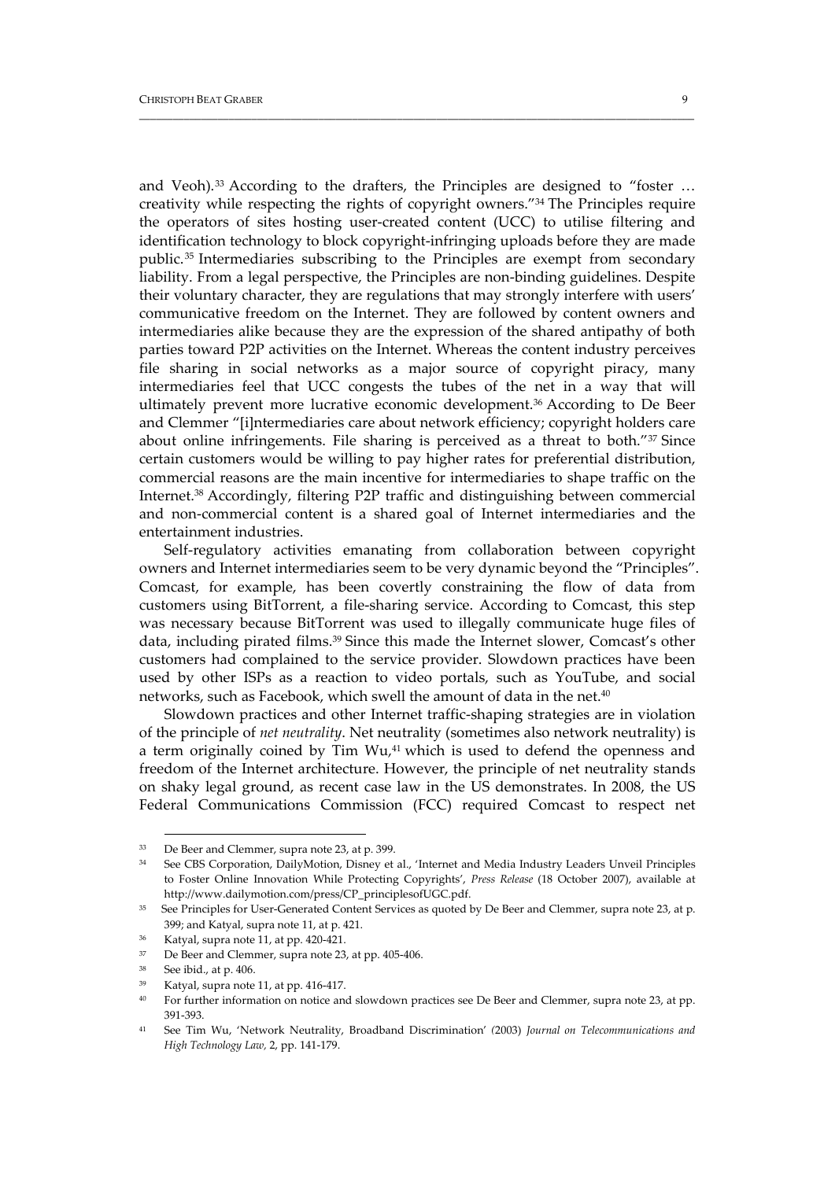and Veoh).[33] According to the drafters, the Principles are designed to "foster … creativity while respecting the rights of copyright owners."[34] The Principles require the operators of sites hosting user-created content (UCC) to utilise filtering and identification technology to block copyright-infringing uploads before they are made public.[35] Intermediaries subscribing to the Principles are exempt from secondary liability. From a legal perspective, the Principles are non-binding guidelines. Despite their voluntary character, they are regulations that may strongly interfere with users' communicative freedom on the Internet. They are followed by content owners and intermediaries alike because they are the expression of the shared antipathy of both parties toward P2P activities on the Internet. Whereas the content industry perceives file sharing in social networks as a major source of copyright piracy, many intermediaries feel that UCC congests the tubes of the net in a way that will ultimately prevent more lucrative economic development.[36] According to De Beer and Clemmer "[i]ntermediaries care about network efficiency; copyright holders care about online infringements. File sharing is perceived as a threat to both."[37] Since certain customers would be willing to pay higher rates for preferential distribution, commercial reasons are the main incentive for intermediaries to shape traffic on the Internet.[38] Accordingly, filtering P2P traffic and distinguishing between commercial and non-commercial content is a shared goal of Internet intermediaries and the entertainment industries.

Self-regulatory activities emanating from collaboration between copyright owners and Internet intermediaries seem to be very dynamic beyond the "Principles". Comcast, for example, has been covertly constraining the flow of data from customers using BitTorrent, a file-sharing service. According to Comcast, this step was necessary because BitTorrent was used to illegally communicate huge files of data, including pirated films.[39] Since this made the Internet slower, Comcast's other customers had complained to the service provider. Slowdown practices have been used by other ISPs as a reaction to video portals, such as YouTube, and social networks, such as Facebook, which swell the amount of data in the net.[40]

Slowdown practices and other Internet traffic-shaping strategies are in violation of the principle of *net neutrality*. Net neutrality (sometimes also network neutrality) is a term originally coined by Tim Wu,[41] which is used to defend the openness and freedom of the Internet architecture. However, the principle of net neutrality stands on shaky legal ground, as recent case law in the US demonstrates. In 2008, the US Federal Communications Commission (FCC) required Comcast to respect net

---

[33] De Beer and Clemmer, supra note 23, at p. 399.

[34] See CBS Corporation, DailyMotion, Disney et al., 'Internet and Media Industry Leaders Unveil Principles to Foster Online Innovation While Protecting Copyrights', *Press Release* (18 October 2007), available at http://www.dailymotion.com/press/CP_principlesofUGC.pdf.

[35] See Principles for User-Generated Content Services as quoted by De Beer and Clemmer, supra note 23, at p. 399; and Katyal, supra note 11, at p. 421.

[36] Katyal, supra note 11, at pp. 420-421.

[37] De Beer and Clemmer, supra note 23, at pp. 405-406.

[38] See ibid., at p. 406.

[39] Katyal, supra note 11, at pp. 416-417.

[40] For further information on notice and slowdown practices see De Beer and Clemmer, supra note 23, at pp. 391-393.

[41] See Tim Wu, 'Network Neutrality, Broadband Discrimination' (2003) *Journal on Telecommunications and High Technology Law*, 2, pp. 141-179.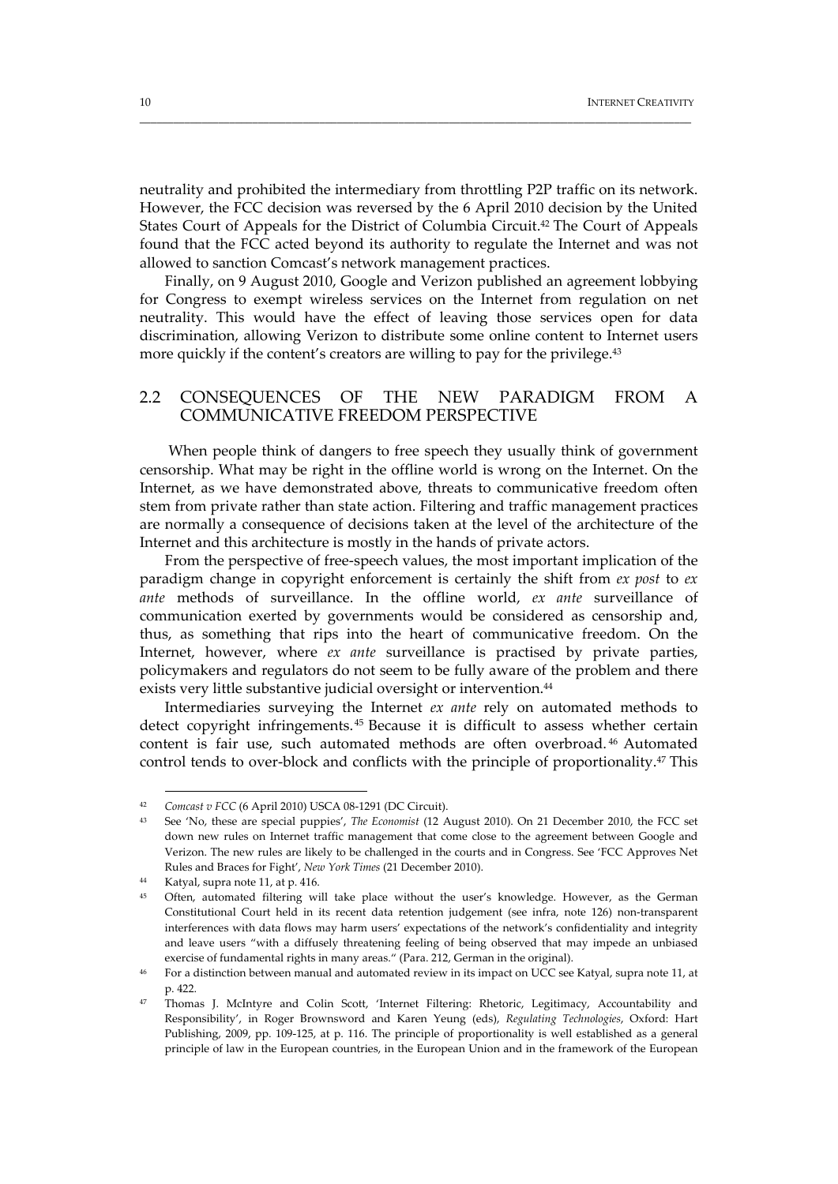neutrality and prohibited the intermediary from throttling P2P traffic on its network. However, the FCC decision was reversed by the 6 April 2010 decision by the United States Court of Appeals for the District of Columbia Circuit.[42] The Court of Appeals found that the FCC acted beyond its authority to regulate the Internet and was not allowed to sanction Comcast's network management practices.

Finally, on 9 August 2010, Google and Verizon published an agreement lobbying for Congress to exempt wireless services on the Internet from regulation on net neutrality. This would have the effect of leaving those services open for data discrimination, allowing Verizon to distribute some online content to Internet users more quickly if the content's creators are willing to pay for the privilege.[43]

## 2.2 CONSEQUENCES OF THE NEW PARADIGM FROM A COMMUNICATIVE FREEDOM PERSPECTIVE

When people think of dangers to free speech they usually think of government censorship. What may be right in the offline world is wrong on the Internet. On the Internet, as we have demonstrated above, threats to communicative freedom often stem from private rather than state action. Filtering and traffic management practices are normally a consequence of decisions taken at the level of the architecture of the Internet and this architecture is mostly in the hands of private actors.

From the perspective of free-speech values, the most important implication of the paradigm change in copyright enforcement is certainly the shift from *ex post* to *ex ante* methods of surveillance. In the offline world, *ex ante* surveillance of communication exerted by governments would be considered as censorship and, thus, as something that rips into the heart of communicative freedom. On the Internet, however, where *ex ante* surveillance is practised by private parties, policymakers and regulators do not seem to be fully aware of the problem and there exists very little substantive judicial oversight or intervention.[44]

Intermediaries surveying the Internet *ex ante* rely on automated methods to detect copyright infringements.[45] Because it is difficult to assess whether certain content is fair use, such automated methods are often overbroad.[46] Automated control tends to over-block and conflicts with the principle of proportionality.[47] This

---

[42] *Comcast v FCC* (6 April 2010) USCA 08-1291 (DC Circuit).

[43] See 'No, these are special puppies', *The Economist* (12 August 2010). On 21 December 2010, the FCC set down new rules on Internet traffic management that come close to the agreement between Google and Verizon. The new rules are likely to be challenged in the courts and in Congress. See 'FCC Approves Net Rules and Braces for Fight', *New York Times* (21 December 2010).

[44] Katyal, supra note 11, at p. 416.

[45] Often, automated filtering will take place without the user's knowledge. However, as the German Constitutional Court held in its recent data retention judgement (see infra, note 126) non-transparent interferences with data flows may harm users' expectations of the network's confidentiality and integrity and leave users "with a diffusely threatening feeling of being observed that may impede an unbiased exercise of fundamental rights in many areas." (Para. 212, German in the original).

[46] For a distinction between manual and automated review in its impact on UCC see Katyal, supra note 11, at p. 422.

[47] Thomas J. McIntyre and Colin Scott, 'Internet Filtering: Rhetoric, Legitimacy, Accountability and Responsibility', in Roger Brownsword and Karen Yeung (eds), *Regulating Technologies*, Oxford: Hart Publishing, 2009, pp. 109-125, at p. 116. The principle of proportionality is well established as a general principle of law in the European countries, in the European Union and in the framework of the European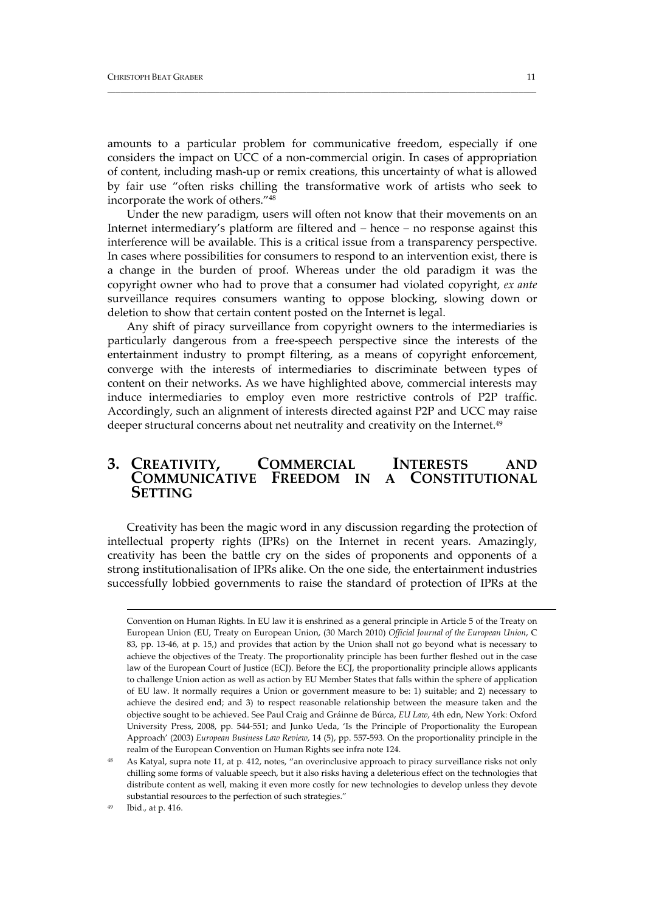amounts to a particular problem for communicative freedom, especially if one considers the impact on UCC of a non-commercial origin. In cases of appropriation of content, including mash-up or remix creations, this uncertainty of what is allowed by fair use "often risks chilling the transformative work of artists who seek to incorporate the work of others."[48]

Under the new paradigm, users will often not know that their movements on an Internet intermediary's platform are filtered and – hence – no response against this interference will be available. This is a critical issue from a transparency perspective. In cases where possibilities for consumers to respond to an intervention exist, there is a change in the burden of proof. Whereas under the old paradigm it was the copyright owner who had to prove that a consumer had violated copyright, *ex ante* surveillance requires consumers wanting to oppose blocking, slowing down or deletion to show that certain content posted on the Internet is legal.

Any shift of piracy surveillance from copyright owners to the intermediaries is particularly dangerous from a free-speech perspective since the interests of the entertainment industry to prompt filtering, as a means of copyright enforcement, converge with the interests of intermediaries to discriminate between types of content on their networks. As we have highlighted above, commercial interests may induce intermediaries to employ even more restrictive controls of P2P traffic. Accordingly, such an alignment of interests directed against P2P and UCC may raise deeper structural concerns about net neutrality and creativity on the Internet.[49]

## 3. Creativity, Commercial Interests and Communicative Freedom in a Constitutional Setting

Creativity has been the magic word in any discussion regarding the protection of intellectual property rights (IPRs) on the Internet in recent years. Amazingly, creativity has been the battle cry on the sides of proponents and opponents of a strong institutionalisation of IPRs alike. On the one side, the entertainment industries successfully lobbied governments to raise the standard of protection of IPRs at the

---

Convention on Human Rights. In EU law it is enshrined as a general principle in Article 5 of the Treaty on European Union (EU, Treaty on European Union, (30 March 2010) *Official Journal of the European Union*, C 83, pp. 13-46, at p. 15,) and provides that action by the Union shall not go beyond what is necessary to achieve the objectives of the Treaty. The proportionality principle has been further fleshed out in the case law of the European Court of Justice (ECJ). Before the ECJ, the proportionality principle allows applicants to challenge Union action as well as action by EU Member States that falls within the sphere of application of EU law. It normally requires a Union or government measure to be: 1) suitable; and 2) necessary to achieve the desired end; and 3) to respect reasonable relationship between the measure taken and the objective sought to be achieved. See Paul Craig and Gráinne de Búrca, *EU Law*, 4th edn, New York: Oxford University Press, 2008, pp. 544-551; and Junko Ueda, 'Is the Principle of Proportionality the European Approach' (2003) *European Business Law Review*, 14 (5), pp. 557-593. On the proportionality principle in the realm of the European Convention on Human Rights see infra note 124.

[48] As Katyal, supra note 11, at p. 412, notes, "an overinclusive approach to piracy surveillance risks not only chilling some forms of valuable speech, but it also risks having a deleterious effect on the technologies that distribute content as well, making it even more costly for new technologies to develop unless they devote substantial resources to the perfection of such strategies."

[49] Ibid., at p. 416.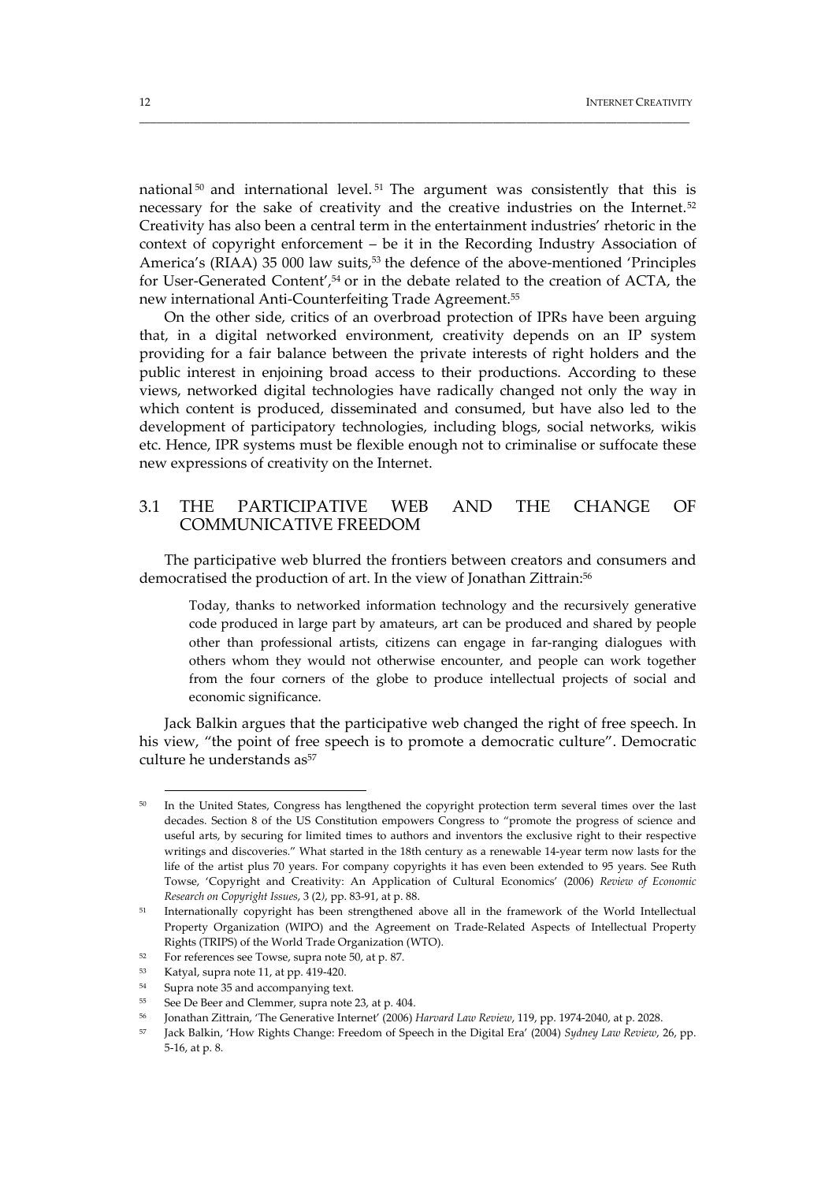national[50] and international level.[51] The argument was consistently that this is necessary for the sake of creativity and the creative industries on the Internet.[52] Creativity has also been a central term in the entertainment industries' rhetoric in the context of copyright enforcement – be it in the Recording Industry Association of America's (RIAA) 35 000 law suits,[53] the defence of the above-mentioned 'Principles for User-Generated Content',[54] or in the debate related to the creation of ACTA, the new international Anti-Counterfeiting Trade Agreement.[55]

On the other side, critics of an overbroad protection of IPRs have been arguing that, in a digital networked environment, creativity depends on an IP system providing for a fair balance between the private interests of right holders and the public interest in enjoining broad access to their productions. According to these views, networked digital technologies have radically changed not only the way in which content is produced, disseminated and consumed, but have also led to the development of participatory technologies, including blogs, social networks, wikis etc. Hence, IPR systems must be flexible enough not to criminalise or suffocate these new expressions of creativity on the Internet.

## 3.1 THE PARTICIPATIVE WEB AND THE CHANGE OF COMMUNICATIVE FREEDOM

The participative web blurred the frontiers between creators and consumers and democratised the production of art. In the view of Jonathan Zittrain:[56]

> Today, thanks to networked information technology and the recursively generative code produced in large part by amateurs, art can be produced and shared by people other than professional artists, citizens can engage in far-ranging dialogues with others whom they would not otherwise encounter, and people can work together from the four corners of the globe to produce intellectual projects of social and economic significance.

Jack Balkin argues that the participative web changed the right of free speech. In his view, "the point of free speech is to promote a democratic culture". Democratic culture he understands as[57]

---

[50] In the United States, Congress has lengthened the copyright protection term several times over the last decades. Section 8 of the US Constitution empowers Congress to "promote the progress of science and useful arts, by securing for limited times to authors and inventors the exclusive right to their respective writings and discoveries." What started in the 18th century as a renewable 14-year term now lasts for the life of the artist plus 70 years. For company copyrights it has even been extended to 95 years. See Ruth Towse, 'Copyright and Creativity: An Application of Cultural Economics' (2006) *Review of Economic Research on Copyright Issues*, 3 (2*)*, pp. 83-91, at p. 88.

[51] Internationally copyright has been strengthened above all in the framework of the World Intellectual Property Organization (WIPO) and the Agreement on Trade-Related Aspects of Intellectual Property Rights (TRIPS) of the World Trade Organization (WTO).

[52] For references see Towse, supra note 50, at p. 87.

[53] Katyal, supra note 11, at pp. 419-420.

[54] Supra note 35 and accompanying text.

[55] See De Beer and Clemmer, supra note 23, at p. 404.

[56] Jonathan Zittrain, 'The Generative Internet' (2006) *Harvard Law Review*, 119, pp. 1974-2040, at p. 2028.

[57] Jack Balkin, 'How Rights Change: Freedom of Speech in the Digital Era' (2004) *Sydney Law Review*, 26, pp. 5-16, at p. 8.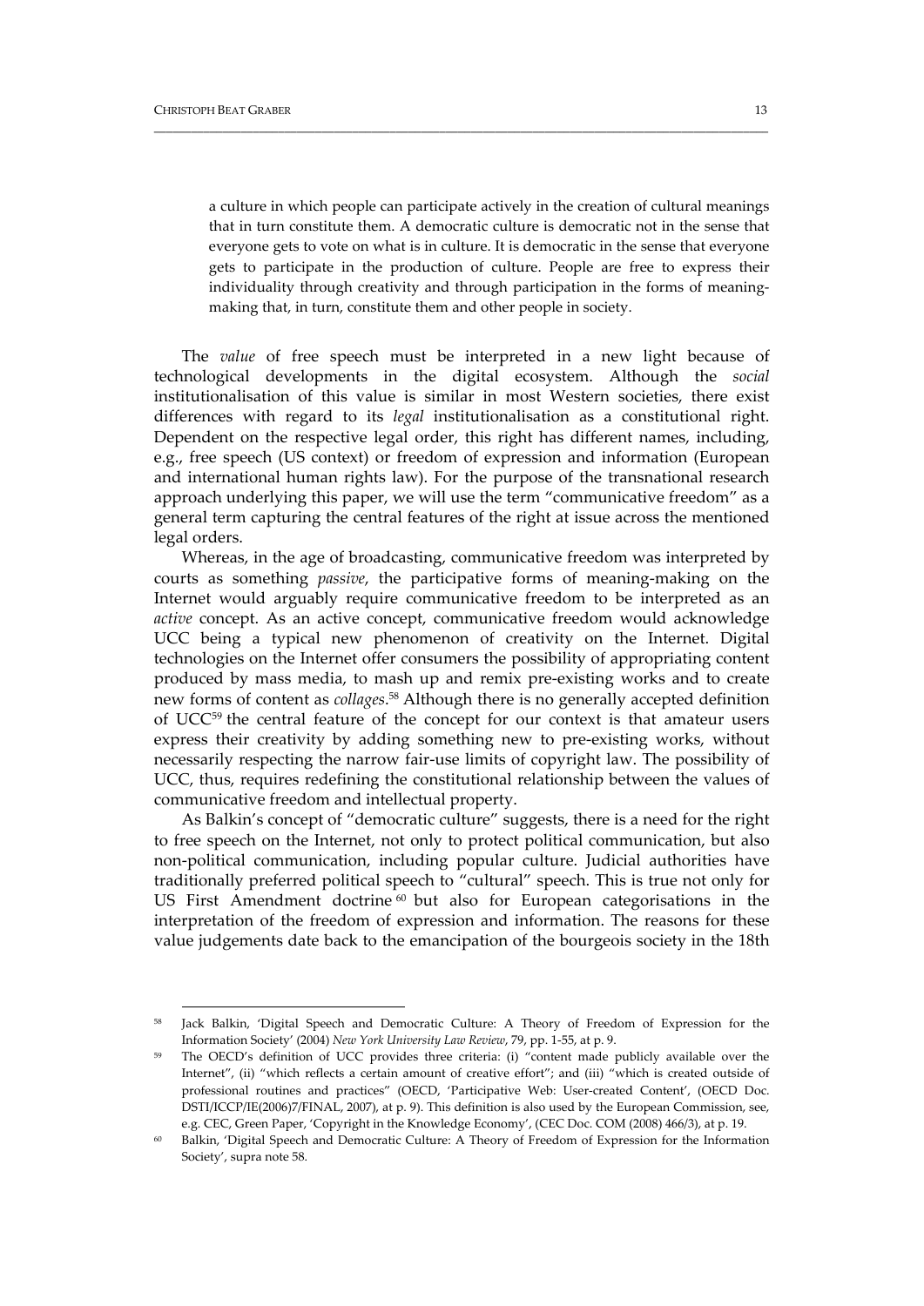> a culture in which people can participate actively in the creation of cultural meanings that in turn constitute them. A democratic culture is democratic not in the sense that everyone gets to vote on what is in culture. It is democratic in the sense that everyone gets to participate in the production of culture. People are free to express their individuality through creativity and through participation in the forms of meaning-making that, in turn, constitute them and other people in society.

The *value* of free speech must be interpreted in a new light because of technological developments in the digital ecosystem. Although the *social* institutionalisation of this value is similar in most Western societies, there exist differences with regard to its *legal* institutionalisation as a constitutional right. Dependent on the respective legal order, this right has different names, including, e.g., free speech (US context) or freedom of expression and information (European and international human rights law). For the purpose of the transnational research approach underlying this paper, we will use the term "communicative freedom" as a general term capturing the central features of the right at issue across the mentioned legal orders.

Whereas, in the age of broadcasting, communicative freedom was interpreted by courts as something *passive*, the participative forms of meaning-making on the Internet would arguably require communicative freedom to be interpreted as an *active* concept. As an active concept, communicative freedom would acknowledge UCC being a typical new phenomenon of creativity on the Internet. Digital technologies on the Internet offer consumers the possibility of appropriating content produced by mass media, to mash up and remix pre-existing works and to create new forms of content as *collages*.[58] Although there is no generally accepted definition of UCC[59] the central feature of the concept for our context is that amateur users express their creativity by adding something new to pre-existing works, without necessarily respecting the narrow fair-use limits of copyright law. The possibility of UCC, thus, requires redefining the constitutional relationship between the values of communicative freedom and intellectual property.

As Balkin's concept of "democratic culture" suggests, there is a need for the right to free speech on the Internet, not only to protect political communication, but also non-political communication, including popular culture. Judicial authorities have traditionally preferred political speech to "cultural" speech. This is true not only for US First Amendment doctrine[60] but also for European categorisations in the interpretation of the freedom of expression and information. The reasons for these value judgements date back to the emancipation of the bourgeois society in the 18th

---

[58] Jack Balkin, 'Digital Speech and Democratic Culture: A Theory of Freedom of Expression for the Information Society' (2004) *New York University Law Review*, 79, pp. 1-55, at p. 9.

[59] The OECD's definition of UCC provides three criteria: (i) "content made publicly available over the Internet", (ii) "which reflects a certain amount of creative effort"; and (iii) "which is created outside of professional routines and practices" (OECD, 'Participative Web: User-created Content', (OECD Doc. DSTI/ICCP/IE(2006)7/FINAL, 2007), at p. 9). This definition is also used by the European Commission, see, e.g. CEC, Green Paper, 'Copyright in the Knowledge Economy', (CEC Doc. COM (2008) 466/3), at p. 19.

[60] Balkin, 'Digital Speech and Democratic Culture: A Theory of Freedom of Expression for the Information Society', supra note 58.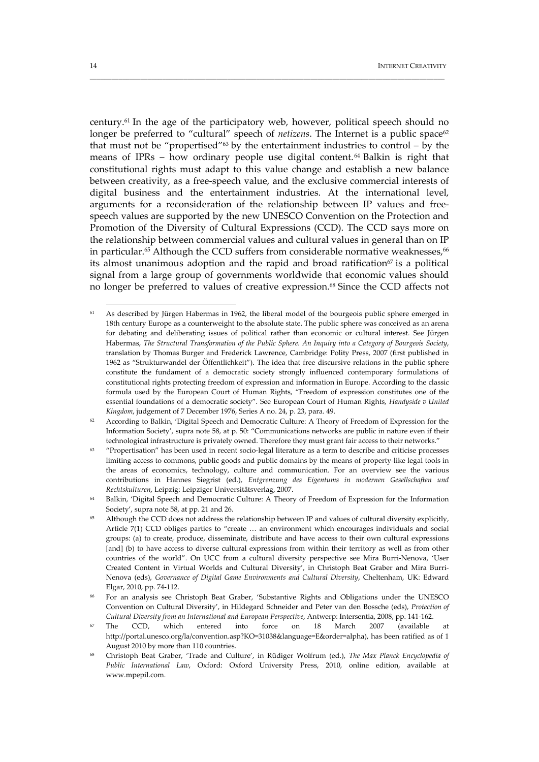century.[61] In the age of the participatory web, however, political speech should no longer be preferred to "cultural" speech of *netizens*. The Internet is a public space[62] that must not be "propertised"[63] by the entertainment industries to control – by the means of IPRs – how ordinary people use digital content.[64] Balkin is right that constitutional rights must adapt to this value change and establish a new balance between creativity, as a free-speech value, and the exclusive commercial interests of digital business and the entertainment industries. At the international level, arguments for a reconsideration of the relationship between IP values and free-speech values are supported by the new UNESCO Convention on the Protection and Promotion of the Diversity of Cultural Expressions (CCD). The CCD says more on the relationship between commercial values and cultural values in general than on IP in particular.[65] Although the CCD suffers from considerable normative weaknesses,[66] its almost unanimous adoption and the rapid and broad ratification[67] is a political signal from a large group of governments worldwide that economic values should no longer be preferred to values of creative expression.[68] Since the CCD affects not

---

[61] As described by Jürgen Habermas in 1962, the liberal model of the bourgeois public sphere emerged in 18th century Europe as a counterweight to the absolute state. The public sphere was conceived as an arena for debating and deliberating issues of political rather than economic or cultural interest. See Jürgen Habermas, *The Structural Transformation of the Public Sphere. An Inquiry into a Category of Bourgeois Society*, translation by Thomas Burger and Frederick Lawrence, Cambridge: Polity Press, 2007 (first published in 1962 as "Strukturwandel der Öffentlichkeit"). The idea that free discursive relations in the public sphere constitute the fundament of a democratic society strongly influenced contemporary formulations of constitutional rights protecting freedom of expression and information in Europe. According to the classic formula used by the European Court of Human Rights, "Freedom of expression constitutes one of the essential foundations of a democratic society". See European Court of Human Rights, *Handyside v United Kingdom*, judgement of 7 December 1976, Series A no. 24, p. 23, para. 49.

[62] According to Balkin, 'Digital Speech and Democratic Culture: A Theory of Freedom of Expression for the Information Society', supra note 58, at p. 50: "Communications networks are public in nature even if their technological infrastructure is privately owned. Therefore they must grant fair access to their networks."

[63] "Propertisation" has been used in recent socio-legal literature as a term to describe and criticise processes limiting access to commons, public goods and public domains by the means of property-like legal tools in the areas of economics, technology, culture and communication. For an overview see the various contributions in Hannes Siegrist (ed.), *Entgrenzung des Eigentums in modernen Gesellschaften und Rechtskulturen*, Leipzig: Leipziger Universitätsverlag, 2007.

[64] Balkin, 'Digital Speech and Democratic Culture: A Theory of Freedom of Expression for the Information Society', supra note 58, at pp. 21 and 26.

[65] Although the CCD does not address the relationship between IP and values of cultural diversity explicitly, Article 7(1) CCD obliges parties to "create … an environment which encourages individuals and social groups: (a) to create, produce, disseminate, distribute and have access to their own cultural expressions [and] (b) to have access to diverse cultural expressions from within their territory as well as from other countries of the world". On UCC from a cultural diversity perspective see Mira Burri-Nenova, 'User Created Content in Virtual Worlds and Cultural Diversity', in Christoph Beat Graber and Mira Burri-Nenova (eds), *Governance of Digital Game Environments and Cultural Diversity*, Cheltenham, UK: Edward Elgar, 2010, pp. 74-112.

[66] For an analysis see Christoph Beat Graber, 'Substantive Rights and Obligations under the UNESCO Convention on Cultural Diversity', in Hildegard Schneider and Peter van den Bossche (eds), *Protection of Cultural Diversity from an International and European Perspective*, Antwerp: Intersentia, 2008, pp. 141-162.

[67] The CCD, which entered into force on 18 March 2007 (available at http://portal.unesco.org/la/convention.asp?KO=31038&language=E&order=alpha), has been ratified as of 1 August 2010 by more than 110 countries.

[68] Christoph Beat Graber, 'Trade and Culture', in Rüdiger Wolfrum (ed.), *The Max Planck Encyclopedia of Public International Law*, Oxford: Oxford University Press, 2010, online edition, available at www.mpepil.com.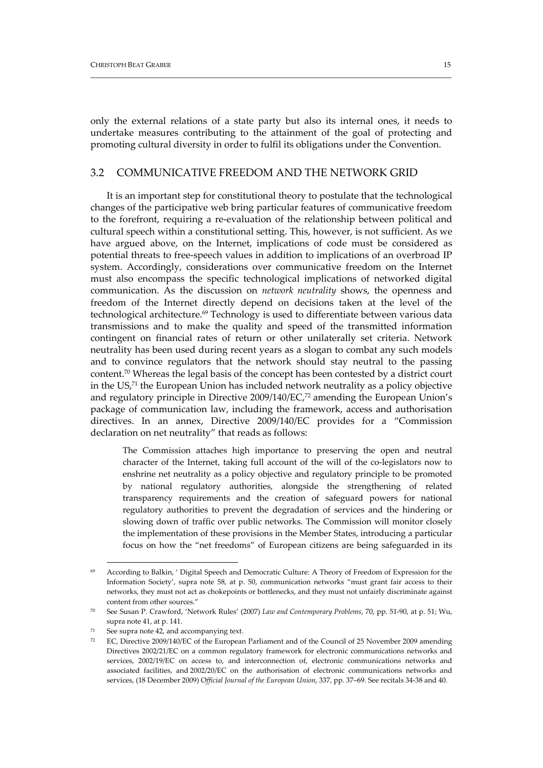only the external relations of a state party but also its internal ones, it needs to undertake measures contributing to the attainment of the goal of protecting and promoting cultural diversity in order to fulfil its obligations under the Convention.

## 3.2 COMMUNICATIVE FREEDOM AND THE NETWORK GRID

It is an important step for constitutional theory to postulate that the technological changes of the participative web bring particular features of communicative freedom to the forefront, requiring a re-evaluation of the relationship between political and cultural speech within a constitutional setting. This, however, is not sufficient. As we have argued above, on the Internet, implications of code must be considered as potential threats to free-speech values in addition to implications of an overbroad IP system. Accordingly, considerations over communicative freedom on the Internet must also encompass the specific technological implications of networked digital communication. As the discussion on *network neutrality* shows, the openness and freedom of the Internet directly depend on decisions taken at the level of the technological architecture.[69] Technology is used to differentiate between various data transmissions and to make the quality and speed of the transmitted information contingent on financial rates of return or other unilaterally set criteria. Network neutrality has been used during recent years as a slogan to combat any such models and to convince regulators that the network should stay neutral to the passing content.[70] Whereas the legal basis of the concept has been contested by a district court in the US,[71] the European Union has included network neutrality as a policy objective and regulatory principle in Directive 2009/140/EC,[72] amending the European Union's package of communication law, including the framework, access and authorisation directives. In an annex, Directive 2009/140/EC provides for a "Commission declaration on net neutrality" that reads as follows:

> The Commission attaches high importance to preserving the open and neutral character of the Internet, taking full account of the will of the co-legislators now to enshrine net neutrality as a policy objective and regulatory principle to be promoted by national regulatory authorities, alongside the strengthening of related transparency requirements and the creation of safeguard powers for national regulatory authorities to prevent the degradation of services and the hindering or slowing down of traffic over public networks. The Commission will monitor closely the implementation of these provisions in the Member States, introducing a particular focus on how the "net freedoms" of European citizens are being safeguarded in its

---

[69] According to Balkin, ' Digital Speech and Democratic Culture: A Theory of Freedom of Expression for the Information Society', supra note 58, at p. 50, communication networks "must grant fair access to their networks, they must not act as chokepoints or bottlenecks, and they must not unfairly discriminate against content from other sources."

[70] See Susan P. Crawford, 'Network Rules' (2007) *Law and Contemporary Problems*, 70, pp. 51-90, at p. 51; Wu, supra note 41, at p. 141.

[71] See supra note 42, and accompanying text.

[72] EC, Directive 2009/140/EC of the European Parliament and of the Council of 25 November 2009 amending Directives 2002/21/EC on a common regulatory framework for electronic communications networks and services, 2002/19/EC on access to, and interconnection of, electronic communications networks and associated facilities, and 2002/20/EC on the authorisation of electronic communications networks and services, (18 December 2009) *Official Journal of the European Union*, 337, pp. 37–69. See recitals 34-38 and 40.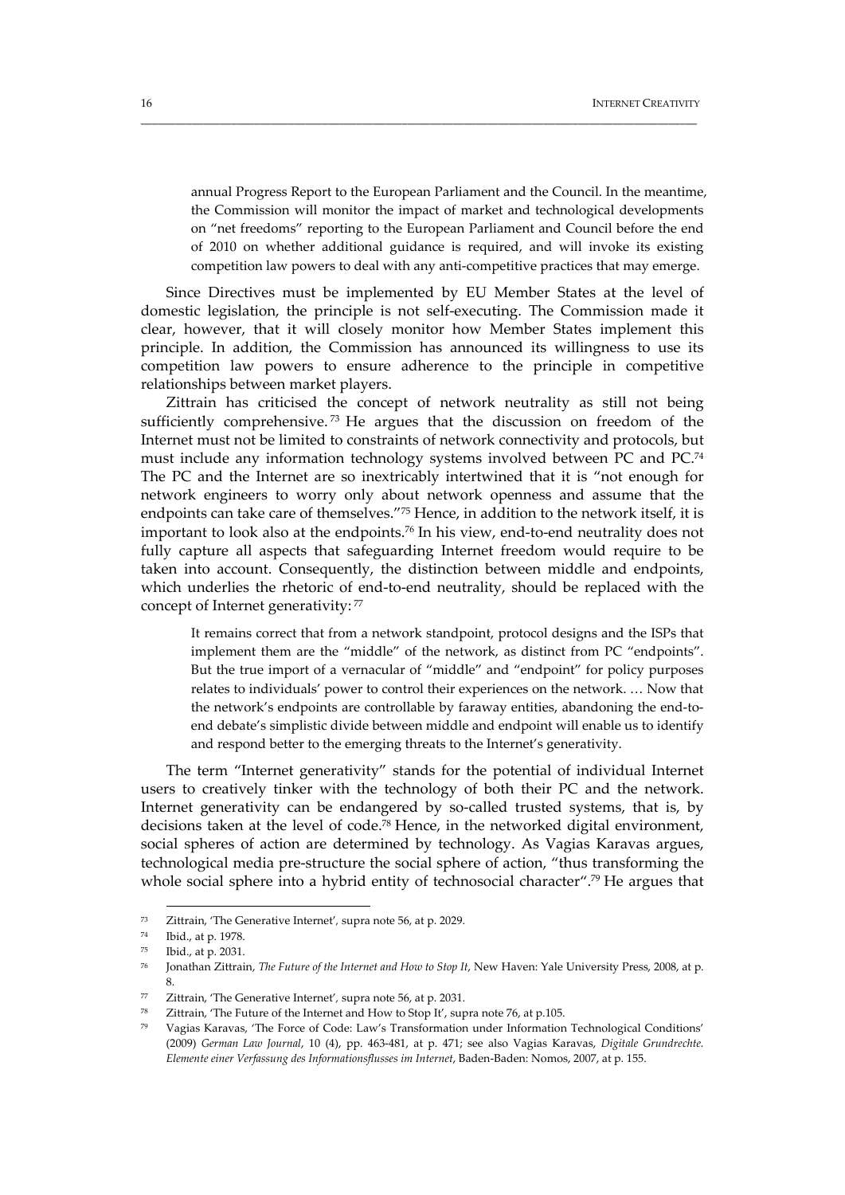> annual Progress Report to the European Parliament and the Council. In the meantime, the Commission will monitor the impact of market and technological developments on "net freedoms" reporting to the European Parliament and Council before the end of 2010 on whether additional guidance is required, and will invoke its existing competition law powers to deal with any anti-competitive practices that may emerge.

Since Directives must be implemented by EU Member States at the level of domestic legislation, the principle is not self-executing. The Commission made it clear, however, that it will closely monitor how Member States implement this principle. In addition, the Commission has announced its willingness to use its competition law powers to ensure adherence to the principle in competitive relationships between market players.

Zittrain has criticised the concept of network neutrality as still not being sufficiently comprehensive.[73] He argues that the discussion on freedom of the Internet must not be limited to constraints of network connectivity and protocols, but must include any information technology systems involved between PC and PC.[74] The PC and the Internet are so inextricably intertwined that it is "not enough for network engineers to worry only about network openness and assume that the endpoints can take care of themselves."[75] Hence, in addition to the network itself, it is important to look also at the endpoints.[76] In his view, end-to-end neutrality does not fully capture all aspects that safeguarding Internet freedom would require to be taken into account. Consequently, the distinction between middle and endpoints, which underlies the rhetoric of end-to-end neutrality, should be replaced with the concept of Internet generativity:[77]

> It remains correct that from a network standpoint, protocol designs and the ISPs that implement them are the "middle" of the network, as distinct from PC "endpoints". But the true import of a vernacular of "middle" and "endpoint" for policy purposes relates to individuals' power to control their experiences on the network. … Now that the network's endpoints are controllable by faraway entities, abandoning the end-to-end debate's simplistic divide between middle and endpoint will enable us to identify and respond better to the emerging threats to the Internet's generativity.

The term "Internet generativity" stands for the potential of individual Internet users to creatively tinker with the technology of both their PC and the network. Internet generativity can be endangered by so-called trusted systems, that is, by decisions taken at the level of code.[78] Hence, in the networked digital environment, social spheres of action are determined by technology. As Vagias Karavas argues, technological media pre-structure the social sphere of action, "thus transforming the whole social sphere into a hybrid entity of technosocial character".[79] He argues that

---

[73] Zittrain, 'The Generative Internet', supra note 56, at p. 2029.

[74] Ibid., at p. 1978.

[75] Ibid., at p. 2031.

[76] Jonathan Zittrain, *The Future of the Internet and How to Stop It*, New Haven: Yale University Press, 2008, at p. 8.

[77] Zittrain, 'The Generative Internet', supra note 56, at p. 2031.

[78] Zittrain, 'The Future of the Internet and How to Stop It', supra note 76, at p.105.

[79] Vagias Karavas, 'The Force of Code: Law's Transformation under Information Technological Conditions' (2009) *German Law Journal*, 10 (4), pp. 463-481, at p. 471; see also Vagias Karavas, *Digitale Grundrechte. Elemente einer Verfassung des Informationsflusses im Internet*, Baden-Baden: Nomos, 2007, at p. 155.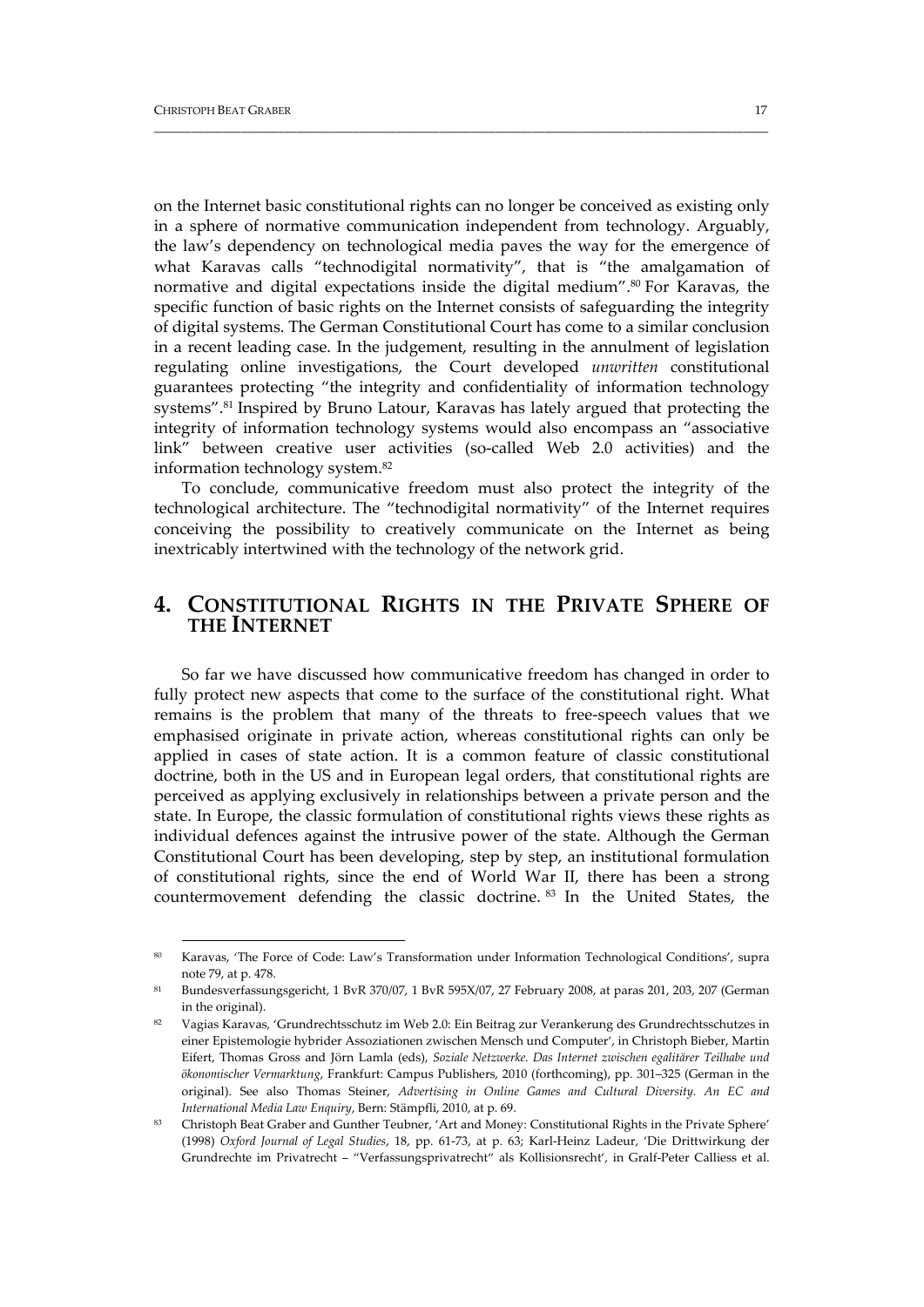on the Internet basic constitutional rights can no longer be conceived as existing only in a sphere of normative communication independent from technology. Arguably, the law's dependency on technological media paves the way for the emergence of what Karavas calls "technodigital normativity", that is "the amalgamation of normative and digital expectations inside the digital medium".[80] For Karavas, the specific function of basic rights on the Internet consists of safeguarding the integrity of digital systems. The German Constitutional Court has come to a similar conclusion in a recent leading case. In the judgement, resulting in the annulment of legislation regulating online investigations, the Court developed *unwritten* constitutional guarantees protecting "the integrity and confidentiality of information technology systems".[81] Inspired by Bruno Latour, Karavas has lately argued that protecting the integrity of information technology systems would also encompass an "associative link" between creative user activities (so-called Web 2.0 activities) and the information technology system.[82]

To conclude, communicative freedom must also protect the integrity of the technological architecture. The "technodigital normativity" of the Internet requires conceiving the possibility to creatively communicate on the Internet as being inextricably intertwined with the technology of the network grid.

## 4. Constitutional Rights in the Private Sphere of the Internet

So far we have discussed how communicative freedom has changed in order to fully protect new aspects that come to the surface of the constitutional right. What remains is the problem that many of the threats to free-speech values that we emphasised originate in private action, whereas constitutional rights can only be applied in cases of state action. It is a common feature of classic constitutional doctrine, both in the US and in European legal orders, that constitutional rights are perceived as applying exclusively in relationships between a private person and the state. In Europe, the classic formulation of constitutional rights views these rights as individual defences against the intrusive power of the state. Although the German Constitutional Court has been developing, step by step, an institutional formulation of constitutional rights, since the end of World War II, there has been a strong countermovement defending the classic doctrine.[83] In the United States, the

---

[80] Karavas, 'The Force of Code: Law's Transformation under Information Technological Conditions', supra note 79, at p. 478.

[81] Bundesverfassungsgericht, 1 BvR 370/07, 1 BvR 595X/07, 27 February 2008, at paras 201, 203, 207 (German in the original).

[82] Vagias Karavas, 'Grundrechtsschutz im Web 2.0: Ein Beitrag zur Verankerung des Grundrechtsschutzes in einer Epistemologie hybrider Assoziationen zwischen Mensch und Computer', in Christoph Bieber, Martin Eifert, Thomas Gross and Jörn Lamla (eds), *Soziale Netzwerke. Das Internet zwischen egalitärer Teilhabe und ökonomischer Vermarktung*, Frankfurt: Campus Publishers, 2010 (forthcoming), pp. 301–325 (German in the original). See also Thomas Steiner, *Advertising in Online Games and Cultural Diversity. An EC and International Media Law Enquiry*, Bern: Stämpfli, 2010, at p. 69.

[83] Christoph Beat Graber and Gunther Teubner, 'Art and Money: Constitutional Rights in the Private Sphere' (1998) *Oxford Journal of Legal Studies*, 18, pp. 61-73, at p. 63; Karl-Heinz Ladeur, 'Die Drittwirkung der Grundrechte im Privatrecht – "Verfassungsprivatrecht" als Kollisionsrecht', in Gralf-Peter Calliess et al.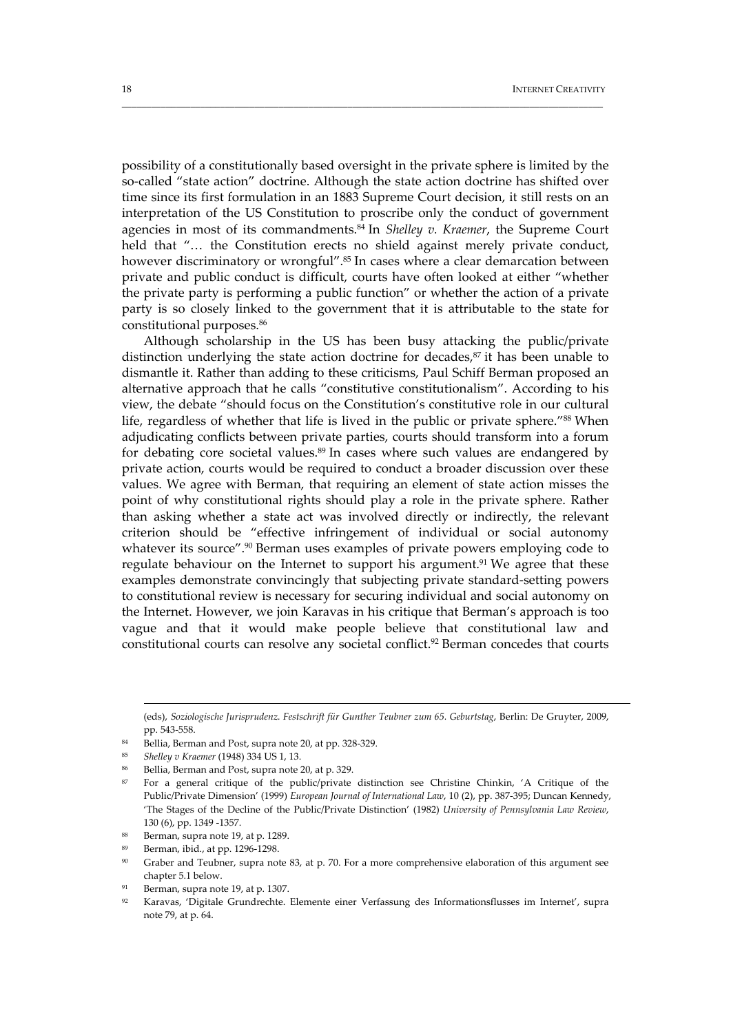possibility of a constitutionally based oversight in the private sphere is limited by the so-called "state action" doctrine. Although the state action doctrine has shifted over time since its first formulation in an 1883 Supreme Court decision, it still rests on an interpretation of the US Constitution to proscribe only the conduct of government agencies in most of its commandments.[84] In *Shelley v. Kraemer*, the Supreme Court held that "… the Constitution erects no shield against merely private conduct, however discriminatory or wrongful".[85] In cases where a clear demarcation between private and public conduct is difficult, courts have often looked at either "whether the private party is performing a public function" or whether the action of a private party is so closely linked to the government that it is attributable to the state for constitutional purposes.[86]

Although scholarship in the US has been busy attacking the public/private distinction underlying the state action doctrine for decades,[87] it has been unable to dismantle it. Rather than adding to these criticisms, Paul Schiff Berman proposed an alternative approach that he calls "constitutive constitutionalism". According to his view, the debate "should focus on the Constitution's constitutive role in our cultural life, regardless of whether that life is lived in the public or private sphere."[88] When adjudicating conflicts between private parties, courts should transform into a forum for debating core societal values.[89] In cases where such values are endangered by private action, courts would be required to conduct a broader discussion over these values. We agree with Berman, that requiring an element of state action misses the point of why constitutional rights should play a role in the private sphere. Rather than asking whether a state act was involved directly or indirectly, the relevant criterion should be "effective infringement of individual or social autonomy whatever its source".[90] Berman uses examples of private powers employing code to regulate behaviour on the Internet to support his argument.[91] We agree that these examples demonstrate convincingly that subjecting private standard-setting powers to constitutional review is necessary for securing individual and social autonomy on the Internet. However, we join Karavas in his critique that Berman's approach is too vague and that it would make people believe that constitutional law and constitutional courts can resolve any societal conflict.[92] Berman concedes that courts

---

(eds), *Soziologische Jurisprudenz. Festschrift für Gunther Teubner zum 65. Geburtstag*, Berlin: De Gruyter, 2009, pp. 543-558.

[84] Bellia, Berman and Post, supra note 20, at pp. 328-329.

[85] *Shelley v Kraemer* (1948) 334 US 1, 13.

[86] Bellia, Berman and Post, supra note 20, at p. 329.

[87] For a general critique of the public/private distinction see Christine Chinkin, 'A Critique of the Public/Private Dimension' (1999) *European Journal of International Law*, 10 (2), pp. 387-395; Duncan Kennedy, 'The Stages of the Decline of the Public/Private Distinction' (1982) *University of Pennsylvania Law Review*, 130 (6), pp. 1349 -1357.

[88] Berman, supra note 19, at p. 1289.

[89] Berman, ibid., at pp. 1296-1298.

[90] Graber and Teubner, supra note 83, at p. 70. For a more comprehensive elaboration of this argument see chapter 5.1 below.

[91] Berman, supra note 19, at p. 1307.

[92] Karavas, 'Digitale Grundrechte. Elemente einer Verfassung des Informationsflusses im Internet', supra note 79, at p. 64.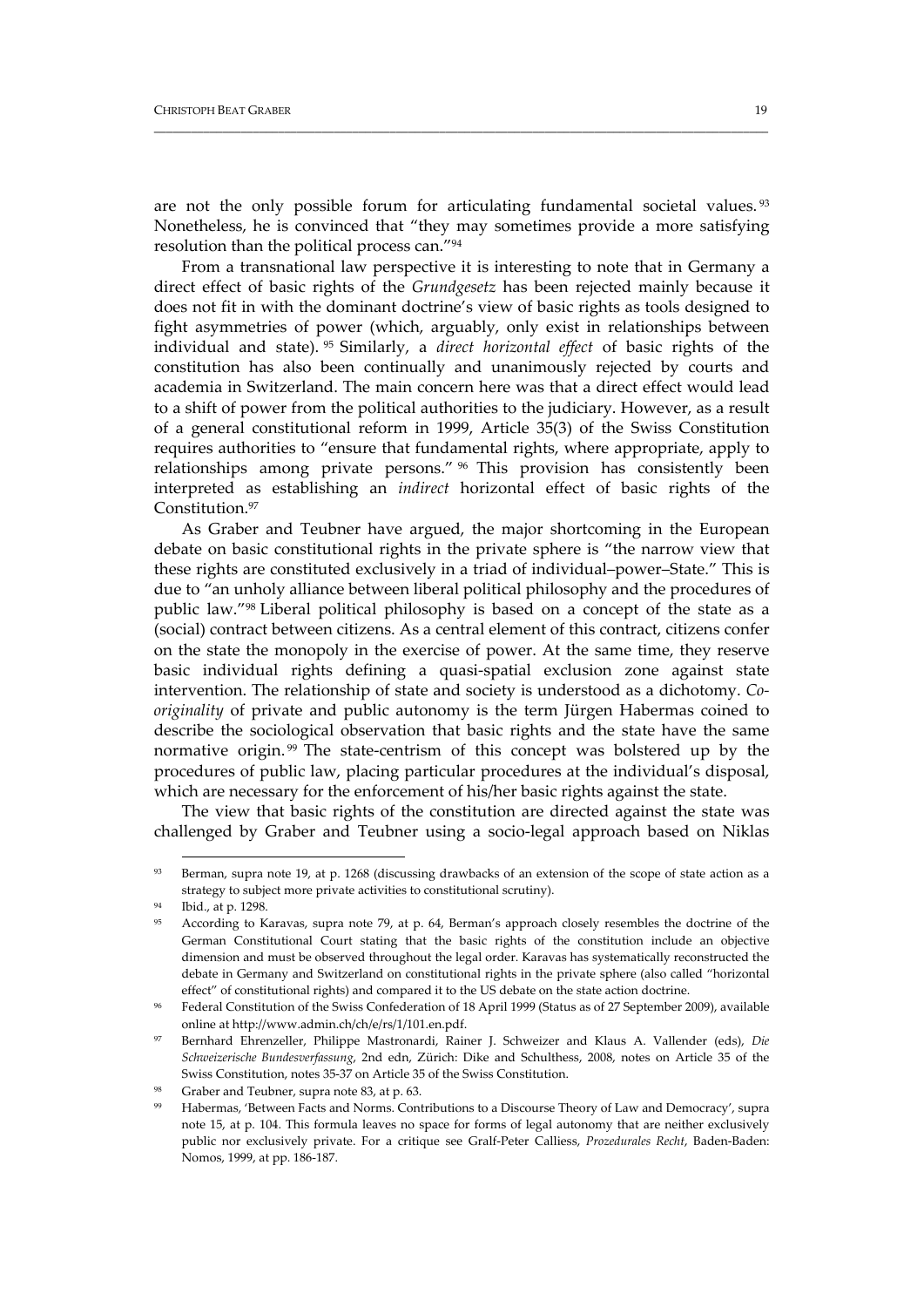are not the only possible forum for articulating fundamental societal values.[93] Nonetheless, he is convinced that "they may sometimes provide a more satisfying resolution than the political process can."[94]

From a transnational law perspective it is interesting to note that in Germany a direct effect of basic rights of the *Grundgesetz* has been rejected mainly because it does not fit in with the dominant doctrine's view of basic rights as tools designed to fight asymmetries of power (which, arguably, only exist in relationships between individual and state).[95] Similarly, a *direct horizontal effect* of basic rights of the constitution has also been continually and unanimously rejected by courts and academia in Switzerland. The main concern here was that a direct effect would lead to a shift of power from the political authorities to the judiciary. However, as a result of a general constitutional reform in 1999, Article 35(3) of the Swiss Constitution requires authorities to "ensure that fundamental rights, where appropriate, apply to relationships among private persons."[96] This provision has consistently been interpreted as establishing an *indirect* horizontal effect of basic rights of the Constitution.[97]

As Graber and Teubner have argued, the major shortcoming in the European debate on basic constitutional rights in the private sphere is "the narrow view that these rights are constituted exclusively in a triad of individual–power–State." This is due to "an unholy alliance between liberal political philosophy and the procedures of public law."[98] Liberal political philosophy is based on a concept of the state as a (social) contract between citizens. As a central element of this contract, citizens confer on the state the monopoly in the exercise of power. At the same time, they reserve basic individual rights defining a quasi-spatial exclusion zone against state intervention. The relationship of state and society is understood as a dichotomy. *Co-originality* of private and public autonomy is the term Jürgen Habermas coined to describe the sociological observation that basic rights and the state have the same normative origin.[99] The state-centrism of this concept was bolstered up by the procedures of public law, placing particular procedures at the individual's disposal, which are necessary for the enforcement of his/her basic rights against the state.

The view that basic rights of the constitution are directed against the state was challenged by Graber and Teubner using a socio-legal approach based on Niklas

---

[93] Berman, supra note 19, at p. 1268 (discussing drawbacks of an extension of the scope of state action as a strategy to subject more private activities to constitutional scrutiny).

[94] Ibid., at p. 1298.

[95] According to Karavas, supra note 79, at p. 64, Berman's approach closely resembles the doctrine of the German Constitutional Court stating that the basic rights of the constitution include an objective dimension and must be observed throughout the legal order. Karavas has systematically reconstructed the debate in Germany and Switzerland on constitutional rights in the private sphere (also called "horizontal effect" of constitutional rights) and compared it to the US debate on the state action doctrine.

[96] Federal Constitution of the Swiss Confederation of 18 April 1999 (Status as of 27 September 2009), available online at http://www.admin.ch/ch/e/rs/1/101.en.pdf.

[97] Bernhard Ehrenzeller, Philippe Mastronardi, Rainer J. Schweizer and Klaus A. Vallender (eds), *Die Schweizerische Bundesverfassung*, 2nd edn, Zürich: Dike and Schulthess, 2008, notes on Article 35 of the Swiss Constitution, notes 35-37 on Article 35 of the Swiss Constitution.

[98] Graber and Teubner, supra note 83, at p. 63.

[99] Habermas, 'Between Facts and Norms. Contributions to a Discourse Theory of Law and Democracy', supra note 15, at p. 104. This formula leaves no space for forms of legal autonomy that are neither exclusively public nor exclusively private. For a critique see Gralf-Peter Calliess, *Prozedurales Recht*, Baden-Baden: Nomos, 1999, at pp. 186-187.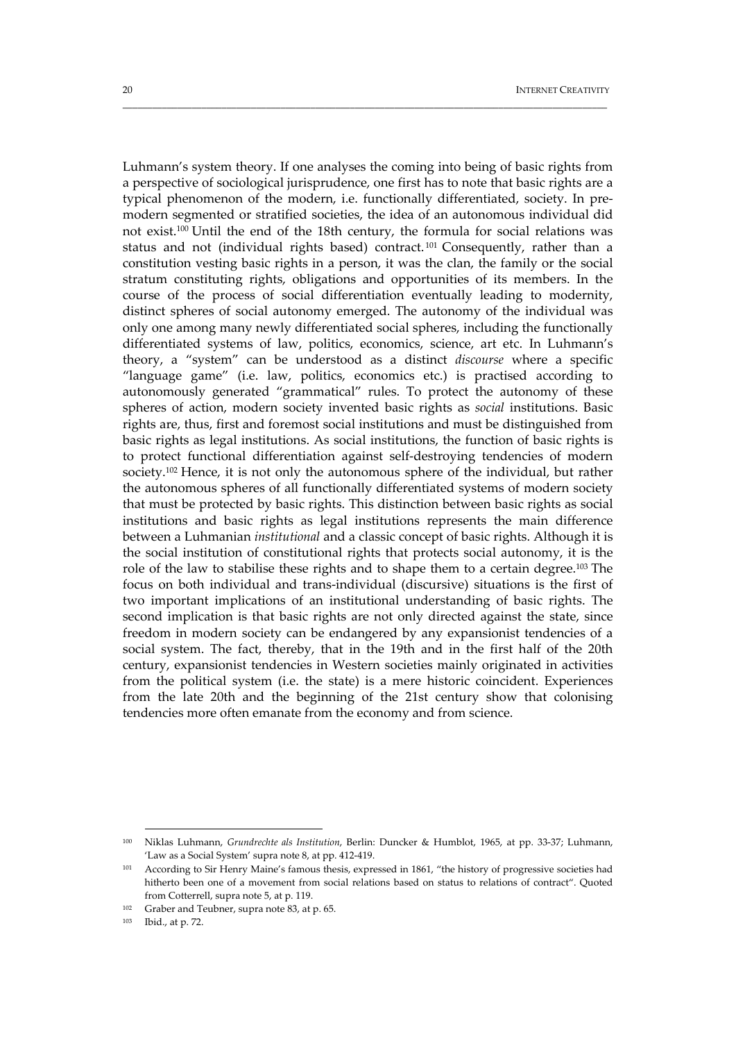Luhmann's system theory. If one analyses the coming into being of basic rights from a perspective of sociological jurisprudence, one first has to note that basic rights are a typical phenomenon of the modern, i.e. functionally differentiated, society. In pre-modern segmented or stratified societies, the idea of an autonomous individual did not exist.[100] Until the end of the 18th century, the formula for social relations was status and not (individual rights based) contract.[101] Consequently, rather than a constitution vesting basic rights in a person, it was the clan, the family or the social stratum constituting rights, obligations and opportunities of its members. In the course of the process of social differentiation eventually leading to modernity, distinct spheres of social autonomy emerged. The autonomy of the individual was only one among many newly differentiated social spheres, including the functionally differentiated systems of law, politics, economics, science, art etc. In Luhmann's theory, a "system" can be understood as a distinct *discourse* where a specific "language game" (i.e. law, politics, economics etc.) is practised according to autonomously generated "grammatical" rules. To protect the autonomy of these spheres of action, modern society invented basic rights as *social* institutions. Basic rights are, thus, first and foremost social institutions and must be distinguished from basic rights as legal institutions. As social institutions, the function of basic rights is to protect functional differentiation against self-destroying tendencies of modern society.[102] Hence, it is not only the autonomous sphere of the individual, but rather the autonomous spheres of all functionally differentiated systems of modern society that must be protected by basic rights. This distinction between basic rights as social institutions and basic rights as legal institutions represents the main difference between a Luhmanian *institutional* and a classic concept of basic rights. Although it is the social institution of constitutional rights that protects social autonomy, it is the role of the law to stabilise these rights and to shape them to a certain degree.[103] The focus on both individual and trans-individual (discursive) situations is the first of two important implications of an institutional understanding of basic rights. The second implication is that basic rights are not only directed against the state, since freedom in modern society can be endangered by any expansionist tendencies of a social system. The fact, thereby, that in the 19th and in the first half of the 20th century, expansionist tendencies in Western societies mainly originated in activities from the political system (i.e. the state) is a mere historic coincident. Experiences from the late 20th and the beginning of the 21st century show that colonising tendencies more often emanate from the economy and from science.

---

[100] Niklas Luhmann, *Grundrechte als Institution*, Berlin: Duncker & Humblot, 1965, at pp. 33-37; Luhmann, 'Law as a Social System' supra note 8, at pp. 412-419.

[101] According to Sir Henry Maine's famous thesis, expressed in 1861, "the history of progressive societies had hitherto been one of a movement from social relations based on status to relations of contract". Quoted from Cotterrell, supra note 5, at p. 119.

[102] Graber and Teubner, supra note 83, at p. 65.

[103] Ibid., at p. 72.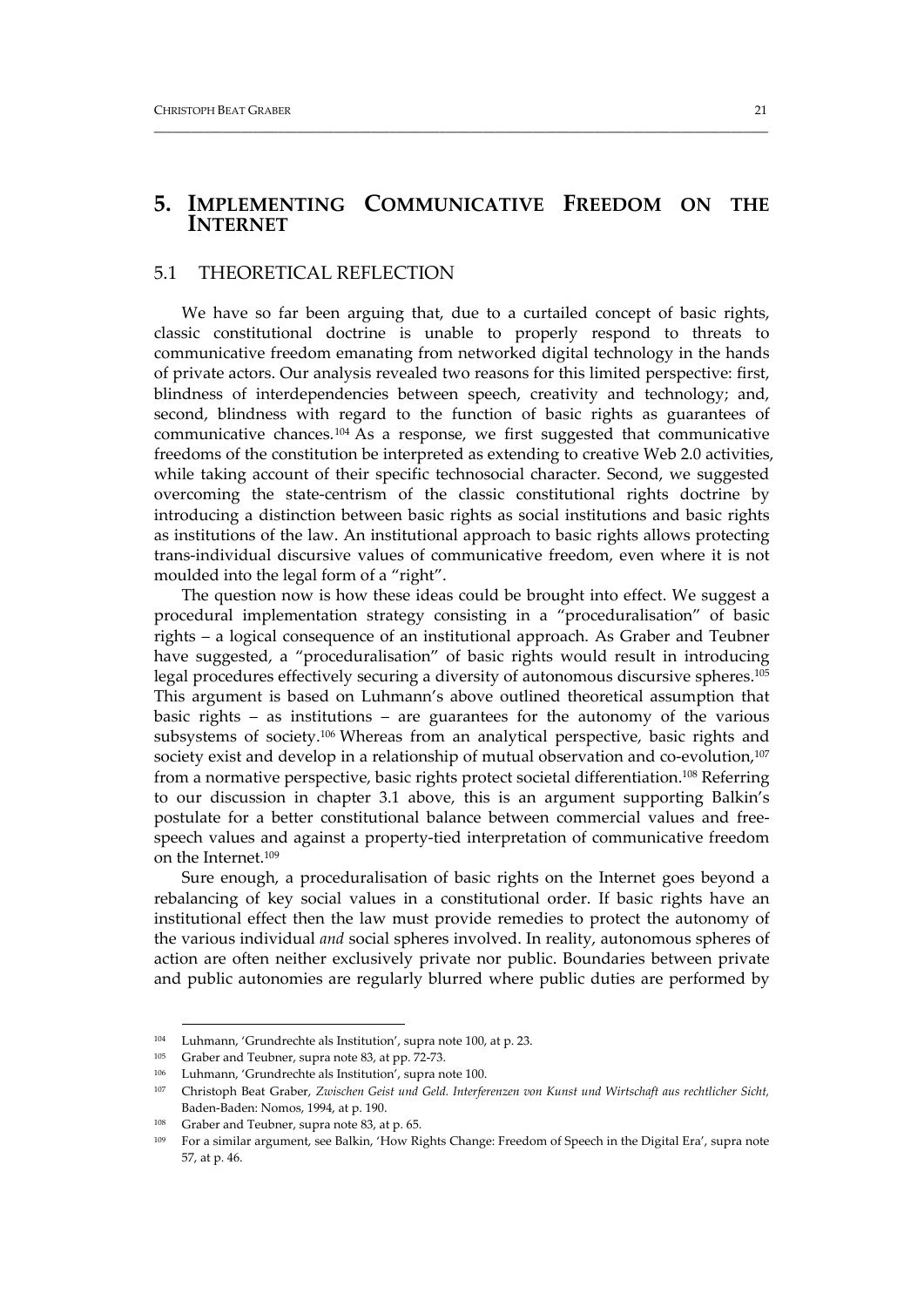# 5. IMPLEMENTING COMMUNICATIVE FREEDOM ON THE INTERNET

## 5.1 THEORETICAL REFLECTION

We have so far been arguing that, due to a curtailed concept of basic rights, classic constitutional doctrine is unable to properly respond to threats to communicative freedom emanating from networked digital technology in the hands of private actors. Our analysis revealed two reasons for this limited perspective: first, blindness of interdependencies between speech, creativity and technology; and, second, blindness with regard to the function of basic rights as guarantees of communicative chances.[104] As a response, we first suggested that communicative freedoms of the constitution be interpreted as extending to creative Web 2.0 activities, while taking account of their specific technosocial character. Second, we suggested overcoming the state-centrism of the classic constitutional rights doctrine by introducing a distinction between basic rights as social institutions and basic rights as institutions of the law. An institutional approach to basic rights allows protecting trans-individual discursive values of communicative freedom, even where it is not moulded into the legal form of a "right".

The question now is how these ideas could be brought into effect. We suggest a procedural implementation strategy consisting in a "proceduralisation" of basic rights – a logical consequence of an institutional approach. As Graber and Teubner have suggested, a "proceduralisation" of basic rights would result in introducing legal procedures effectively securing a diversity of autonomous discursive spheres.[105] This argument is based on Luhmann's above outlined theoretical assumption that basic rights – as institutions – are guarantees for the autonomy of the various subsystems of society.[106] Whereas from an analytical perspective, basic rights and society exist and develop in a relationship of mutual observation and co-evolution,[107] from a normative perspective, basic rights protect societal differentiation.[108] Referring to our discussion in chapter 3.1 above, this is an argument supporting Balkin's postulate for a better constitutional balance between commercial values and free-speech values and against a property-tied interpretation of communicative freedom on the Internet.[109]

Sure enough, a proceduralisation of basic rights on the Internet goes beyond a rebalancing of key social values in a constitutional order. If basic rights have an institutional effect then the law must provide remedies to protect the autonomy of the various individual *and* social spheres involved. In reality, autonomous spheres of action are often neither exclusively private nor public. Boundaries between private and public autonomies are regularly blurred where public duties are performed by

---

[104] Luhmann, 'Grundrechte als Institution', supra note 100, at p. 23.

[105] Graber and Teubner, supra note 83, at pp. 72-73.

[106] Luhmann, 'Grundrechte als Institution', supra note 100.

[107] Christoph Beat Graber, *Zwischen Geist und Geld. Interferenzen von Kunst und Wirtschaft aus rechtlicher Sicht*, Baden-Baden: Nomos, 1994, at p. 190.

[108] Graber and Teubner, supra note 83, at p. 65.

[109] For a similar argument, see Balkin, 'How Rights Change: Freedom of Speech in the Digital Era', supra note 57, at p. 46.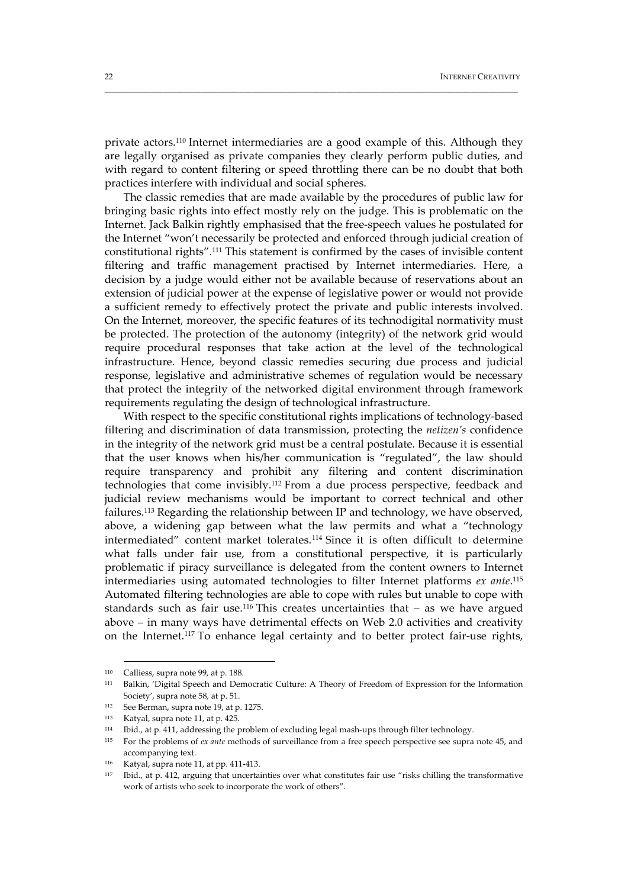private actors.[110] Internet intermediaries are a good example of this. Although they are legally organised as private companies they clearly perform public duties, and with regard to content filtering or speed throttling there can be no doubt that both practices interfere with individual and social spheres.

The classic remedies that are made available by the procedures of public law for bringing basic rights into effect mostly rely on the judge. This is problematic on the Internet. Jack Balkin rightly emphasised that the free-speech values he postulated for the Internet "won't necessarily be protected and enforced through judicial creation of constitutional rights".[111] This statement is confirmed by the cases of invisible content filtering and traffic management practised by Internet intermediaries. Here, a decision by a judge would either not be available because of reservations about an extension of judicial power at the expense of legislative power or would not provide a sufficient remedy to effectively protect the private and public interests involved. On the Internet, moreover, the specific features of its technodigital normativity must be protected. The protection of the autonomy (integrity) of the network grid would require procedural responses that take action at the level of the technological infrastructure. Hence, beyond classic remedies securing due process and judicial response, legislative and administrative schemes of regulation would be necessary that protect the integrity of the networked digital environment through framework requirements regulating the design of technological infrastructure.

With respect to the specific constitutional rights implications of technology-based filtering and discrimination of data transmission, protecting the *netizen's* confidence in the integrity of the network grid must be a central postulate. Because it is essential that the user knows when his/her communication is "regulated", the law should require transparency and prohibit any filtering and content discrimination technologies that come invisibly.[112] From a due process perspective, feedback and judicial review mechanisms would be important to correct technical and other failures.[113] Regarding the relationship between IP and technology, we have observed, above, a widening gap between what the law permits and what a "technology intermediated" content market tolerates.[114] Since it is often difficult to determine what falls under fair use, from a constitutional perspective, it is particularly problematic if piracy surveillance is delegated from the content owners to Internet intermediaries using automated technologies to filter Internet platforms *ex ante*.[115] Automated filtering technologies are able to cope with rules but unable to cope with standards such as fair use.[116] This creates uncertainties that – as we have argued above – in many ways have detrimental effects on Web 2.0 activities and creativity on the Internet.[117] To enhance legal certainty and to better protect fair-use rights,

---

[110] Calliess, supra note 99, at p. 188.

[111] Balkin, 'Digital Speech and Democratic Culture: A Theory of Freedom of Expression for the Information Society', supra note 58, at p. 51.

[112] See Berman, supra note 19, at p. 1275.

[113] Katyal, supra note 11, at p. 425.

[114] Ibid., at p. 411, addressing the problem of excluding legal mash-ups through filter technology.

[115] For the problems of *ex ante* methods of surveillance from a free speech perspective see supra note 45, and accompanying text.

[116] Katyal, supra note 11, at pp. 411-413.

[117] Ibid., at p. 412, arguing that uncertainties over what constitutes fair use "risks chilling the transformative work of artists who seek to incorporate the work of others".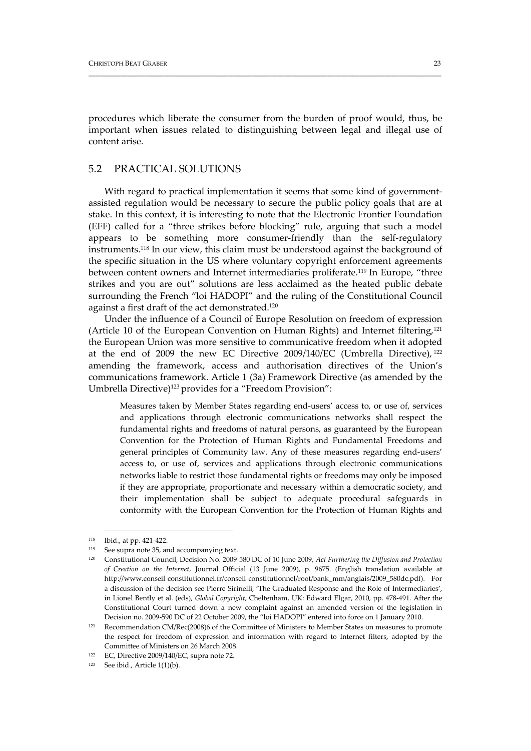procedures which liberate the consumer from the burden of proof would, thus, be important when issues related to distinguishing between legal and illegal use of content arise.

## 5.2 PRACTICAL SOLUTIONS

With regard to practical implementation it seems that some kind of government-assisted regulation would be necessary to secure the public policy goals that are at stake. In this context, it is interesting to note that the Electronic Frontier Foundation (EFF) called for a "three strikes before blocking" rule, arguing that such a model appears to be something more consumer-friendly than the self-regulatory instruments.[118] In our view, this claim must be understood against the background of the specific situation in the US where voluntary copyright enforcement agreements between content owners and Internet intermediaries proliferate.[119] In Europe, "three strikes and you are out" solutions are less acclaimed as the heated public debate surrounding the French "loi HADOPI" and the ruling of the Constitutional Council against a first draft of the act demonstrated.[120]

Under the influence of a Council of Europe Resolution on freedom of expression (Article 10 of the European Convention on Human Rights) and Internet filtering,[121] the European Union was more sensitive to communicative freedom when it adopted at the end of 2009 the new EC Directive 2009/140/EC (Umbrella Directive),[122] amending the framework, access and authorisation directives of the Union's communications framework. Article 1 (3a) Framework Directive (as amended by the Umbrella Directive)[123] provides for a "Freedom Provision":

> Measures taken by Member States regarding end-users' access to, or use of, services and applications through electronic communications networks shall respect the fundamental rights and freedoms of natural persons, as guaranteed by the European Convention for the Protection of Human Rights and Fundamental Freedoms and general principles of Community law. Any of these measures regarding end-users' access to, or use of, services and applications through electronic communications networks liable to restrict those fundamental rights or freedoms may only be imposed if they are appropriate, proportionate and necessary within a democratic society, and their implementation shall be subject to adequate procedural safeguards in conformity with the European Convention for the Protection of Human Rights and

---

[118] Ibid., at pp. 421-422.

[119] See supra note 35, and accompanying text.

[120] Constitutional Council, Decision No. 2009-580 DC of 10 June 2009, *Act Furthering the Diffusion and Protection of Creation on the Internet*, Journal Official (13 June 2009), p. 9675. (English translation available at http://www.conseil-constitutionnel.fr/conseil-constitutionnel/root/bank_mm/anglais/2009_580dc.pdf). For a discussion of the decision see Pierre Sirinelli, 'The Graduated Response and the Role of Intermediaries', in Lionel Bently et al. (eds), *Global Copyright*, Cheltenham, UK: Edward Elgar, 2010, pp. 478-491. After the Constitutional Court turned down a new complaint against an amended version of the legislation in Decision no. 2009-590 DC of 22 October 2009, the "loi HADOPI" entered into force on 1 January 2010.

[121] Recommendation CM/Rec(2008)6 of the Committee of Ministers to Member States on measures to promote the respect for freedom of expression and information with regard to Internet filters, adopted by the Committee of Ministers on 26 March 2008.

[122] EC, Directive 2009/140/EC, supra note 72.

[123] See ibid., Article 1(1)(b).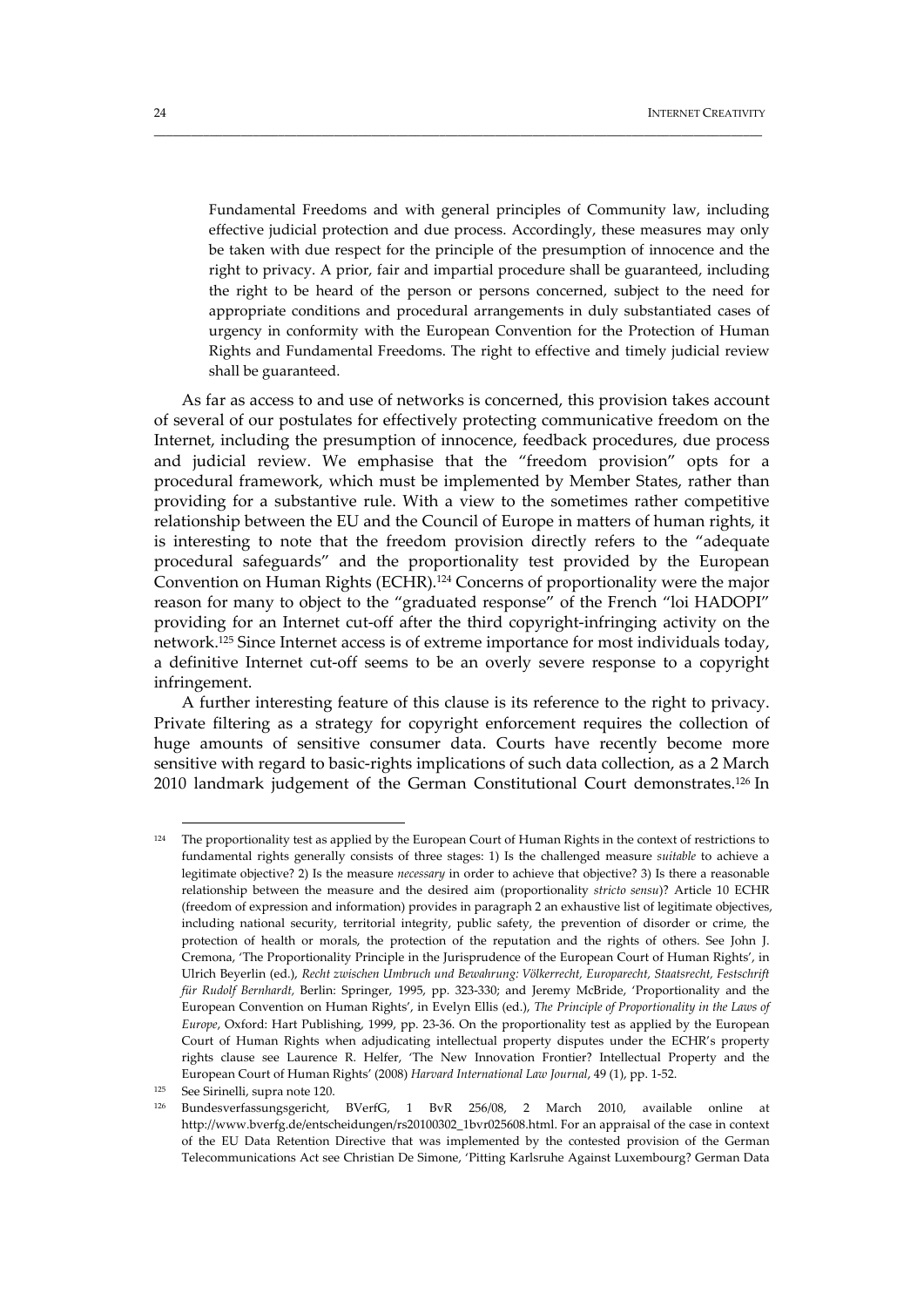> Fundamental Freedoms and with general principles of Community law, including effective judicial protection and due process. Accordingly, these measures may only be taken with due respect for the principle of the presumption of innocence and the right to privacy. A prior, fair and impartial procedure shall be guaranteed, including the right to be heard of the person or persons concerned, subject to the need for appropriate conditions and procedural arrangements in duly substantiated cases of urgency in conformity with the European Convention for the Protection of Human Rights and Fundamental Freedoms. The right to effective and timely judicial review shall be guaranteed.

As far as access to and use of networks is concerned, this provision takes account of several of our postulates for effectively protecting communicative freedom on the Internet, including the presumption of innocence, feedback procedures, due process and judicial review. We emphasise that the "freedom provision" opts for a procedural framework, which must be implemented by Member States, rather than providing for a substantive rule. With a view to the sometimes rather competitive relationship between the EU and the Council of Europe in matters of human rights, it is interesting to note that the freedom provision directly refers to the "adequate procedural safeguards" and the proportionality test provided by the European Convention on Human Rights (ECHR).[124] Concerns of proportionality were the major reason for many to object to the "graduated response" of the French "loi HADOPI" providing for an Internet cut-off after the third copyright-infringing activity on the network.[125] Since Internet access is of extreme importance for most individuals today, a definitive Internet cut-off seems to be an overly severe response to a copyright infringement.

A further interesting feature of this clause is its reference to the right to privacy. Private filtering as a strategy for copyright enforcement requires the collection of huge amounts of sensitive consumer data. Courts have recently become more sensitive with regard to basic-rights implications of such data collection, as a 2 March 2010 landmark judgement of the German Constitutional Court demonstrates.[126] In

---

[124] The proportionality test as applied by the European Court of Human Rights in the context of restrictions to fundamental rights generally consists of three stages: 1) Is the challenged measure *suitable* to achieve a legitimate objective? 2) Is the measure *necessary* in order to achieve that objective? 3) Is there a reasonable relationship between the measure and the desired aim (proportionality *stricto sensu*)? Article 10 ECHR (freedom of expression and information) provides in paragraph 2 an exhaustive list of legitimate objectives, including national security, territorial integrity, public safety, the prevention of disorder or crime, the protection of health or morals, the protection of the reputation and the rights of others. See John J. Cremona, 'The Proportionality Principle in the Jurisprudence of the European Court of Human Rights', in Ulrich Beyerlin (ed.), *Recht zwischen Umbruch und Bewahrung: Völkerrecht, Europarecht, Staatsrecht, Festschrift für Rudolf Bernhardt*, Berlin: Springer, 1995, pp. 323-330; and Jeremy McBride, 'Proportionality and the European Convention on Human Rights', in Evelyn Ellis (ed.), *The Principle of Proportionality in the Laws of Europe*, Oxford: Hart Publishing, 1999, pp. 23-36. On the proportionality test as applied by the European Court of Human Rights when adjudicating intellectual property disputes under the ECHR's property rights clause see Laurence R. Helfer, 'The New Innovation Frontier? Intellectual Property and the European Court of Human Rights' (2008) *Harvard International Law Journal*, 49 (1), pp. 1-52.

[125] See Sirinelli, supra note 120.

[126] Bundesverfassungsgericht, BVerfG, 1 BvR 256/08, 2 March 2010, available online at http://www.bverfg.de/entscheidungen/rs20100302_1bvr025608.html. For an appraisal of the case in context of the EU Data Retention Directive that was implemented by the contested provision of the German Telecommunications Act see Christian De Simone, 'Pitting Karlsruhe Against Luxembourg? German Data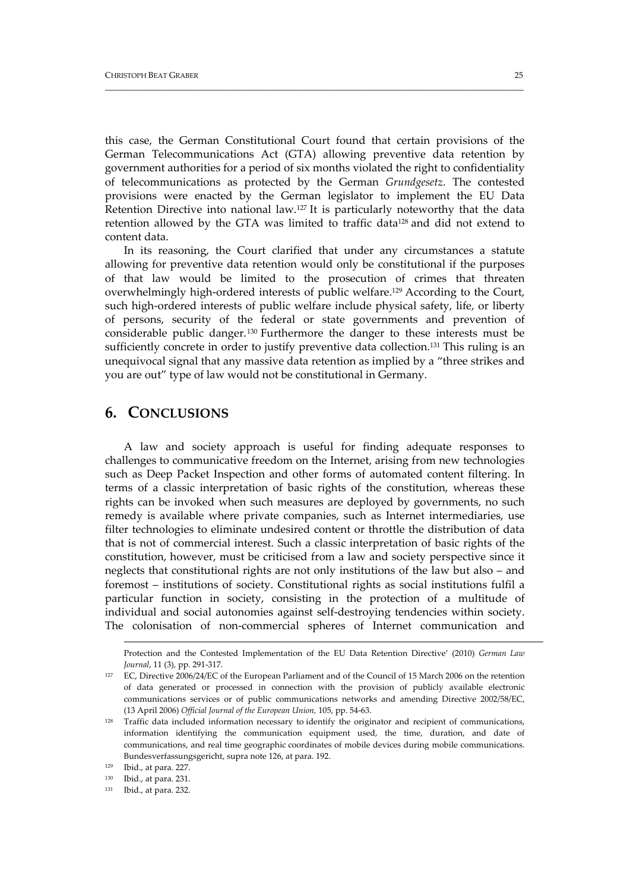this case, the German Constitutional Court found that certain provisions of the German Telecommunications Act (GTA) allowing preventive data retention by government authorities for a period of six months violated the right to confidentiality of telecommunications as protected by the German *Grundgesetz*. The contested provisions were enacted by the German legislator to implement the EU Data Retention Directive into national law.[127] It is particularly noteworthy that the data retention allowed by the GTA was limited to traffic data[128] and did not extend to content data.

In its reasoning, the Court clarified that under any circumstances a statute allowing for preventive data retention would only be constitutional if the purposes of that law would be limited to the prosecution of crimes that threaten overwhelmingly high-ordered interests of public welfare.[129] According to the Court, such high-ordered interests of public welfare include physical safety, life, or liberty of persons, security of the federal or state governments and prevention of considerable public danger.[130] Furthermore the danger to these interests must be sufficiently concrete in order to justify preventive data collection.[131] This ruling is an unequivocal signal that any massive data retention as implied by a "three strikes and you are out" type of law would not be constitutional in Germany.

## 6. CONCLUSIONS

A law and society approach is useful for finding adequate responses to challenges to communicative freedom on the Internet, arising from new technologies such as Deep Packet Inspection and other forms of automated content filtering. In terms of a classic interpretation of basic rights of the constitution, whereas these rights can be invoked when such measures are deployed by governments, no such remedy is available where private companies, such as Internet intermediaries, use filter technologies to eliminate undesired content or throttle the distribution of data that is not of commercial interest. Such a classic interpretation of basic rights of the constitution, however, must be criticised from a law and society perspective since it neglects that constitutional rights are not only institutions of the law but also – and foremost – institutions of society. Constitutional rights as social institutions fulfil a particular function in society, consisting in the protection of a multitude of individual and social autonomies against self-destroying tendencies within society. The colonisation of non-commercial spheres of Internet communication and

---

Protection and the Contested Implementation of the EU Data Retention Directive' (2010) *German Law Journal*, 11 (3), pp. 291-317.

[127] EC, Directive 2006/24/EC of the European Parliament and of the Council of 15 March 2006 on the retention of data generated or processed in connection with the provision of publicly available electronic communications services or of public communications networks and amending Directive 2002/58/EC, (13 April 2006) *Official Journal of the European Union*, 105, pp. 54-63.

[128] Traffic data included information necessary to identify the originator and recipient of communications, information identifying the communication equipment used, the time, duration, and date of communications, and real time geographic coordinates of mobile devices during mobile communications. Bundesverfassungsgericht, supra note 126, at para. 192.

[129] Ibid., at para. 227.

[130] Ibid., at para. 231.

[131] Ibid., at para. 232.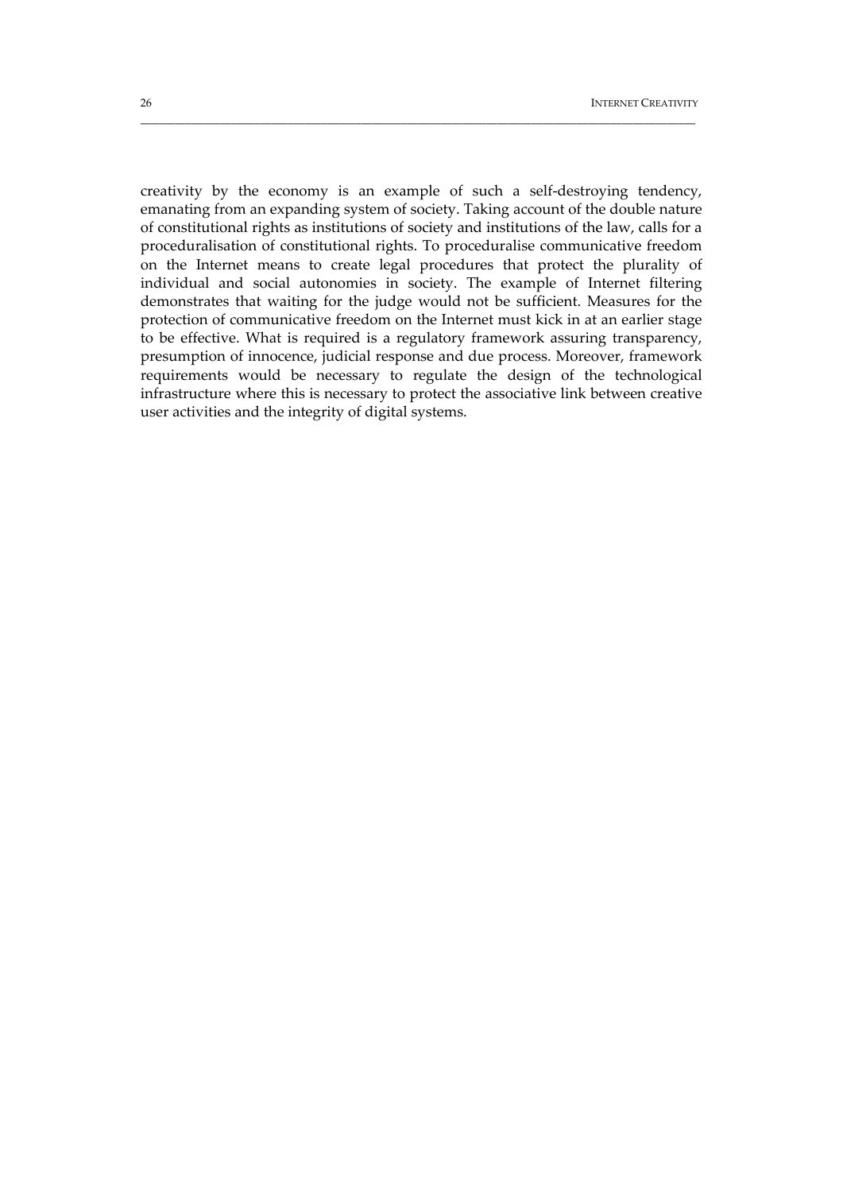creativity by the economy is an example of such a self-destroying tendency, emanating from an expanding system of society. Taking account of the double nature of constitutional rights as institutions of society and institutions of the law, calls for a proceduralisation of constitutional rights. To proceduralise communicative freedom on the Internet means to create legal procedures that protect the plurality of individual and social autonomies in society. The example of Internet filtering demonstrates that waiting for the judge would not be sufficient. Measures for the protection of communicative freedom on the Internet must kick in at an earlier stage to be effective. What is required is a regulatory framework assuring transparency, presumption of innocence, judicial response and due process. Moreover, framework requirements would be necessary to regulate the design of the technological infrastructure where this is necessary to protect the associative link between creative user activities and the integrity of digital systems.